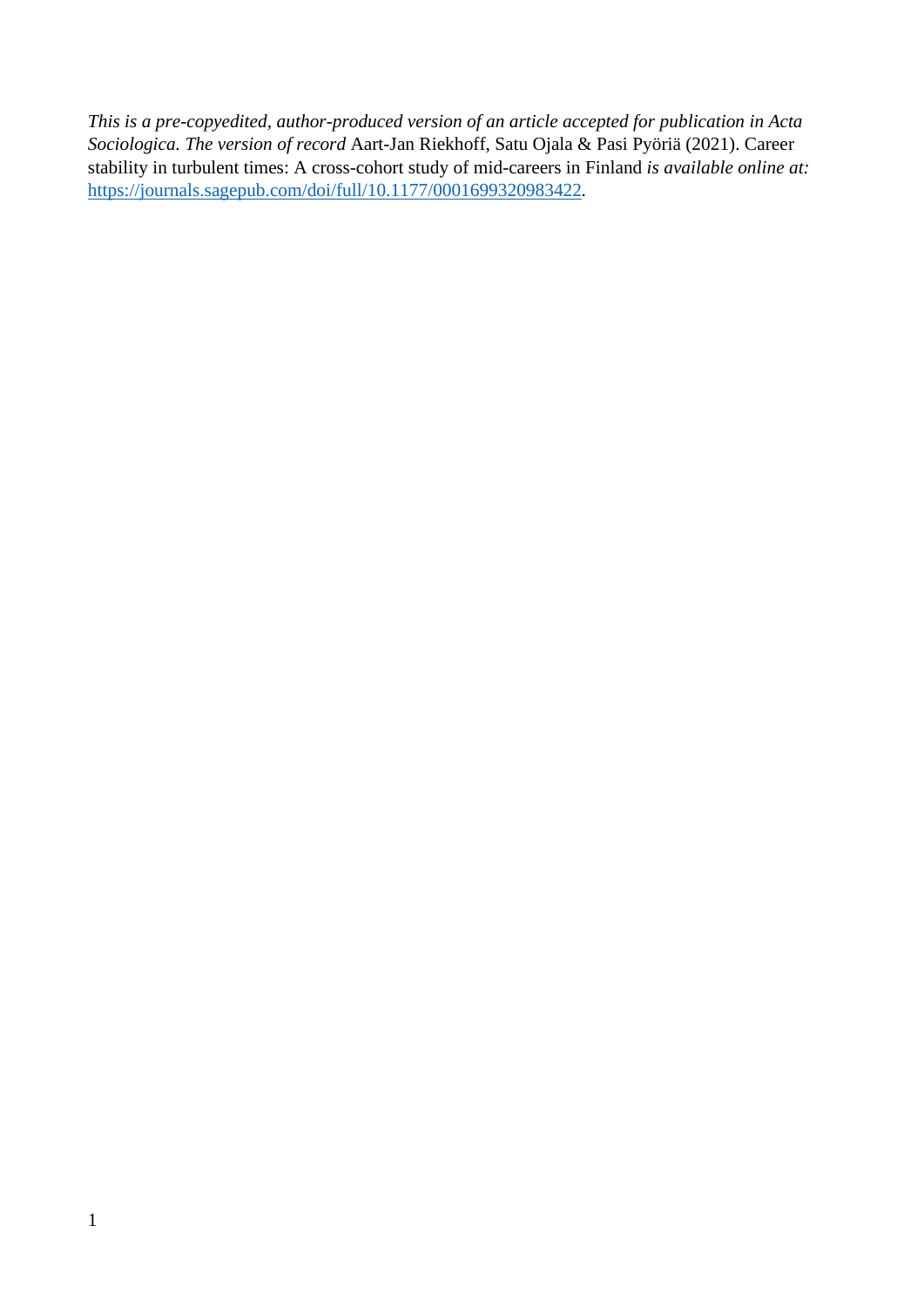*This is a pre-copyedited, author-produced version of an article accepted for publication in Acta Sociologica. The version of record* Aart-Jan Riekhoff, Satu Ojala & Pasi Pyöriä (2021). Career stability in turbulent times: A cross-cohort study of mid-careers in Finland *is available online at:* [https://journals.sagepub.com/doi/full/10.1177/0001699320983422](https://journals.sagepub.com/doi/full/10.1177/0001699320983422).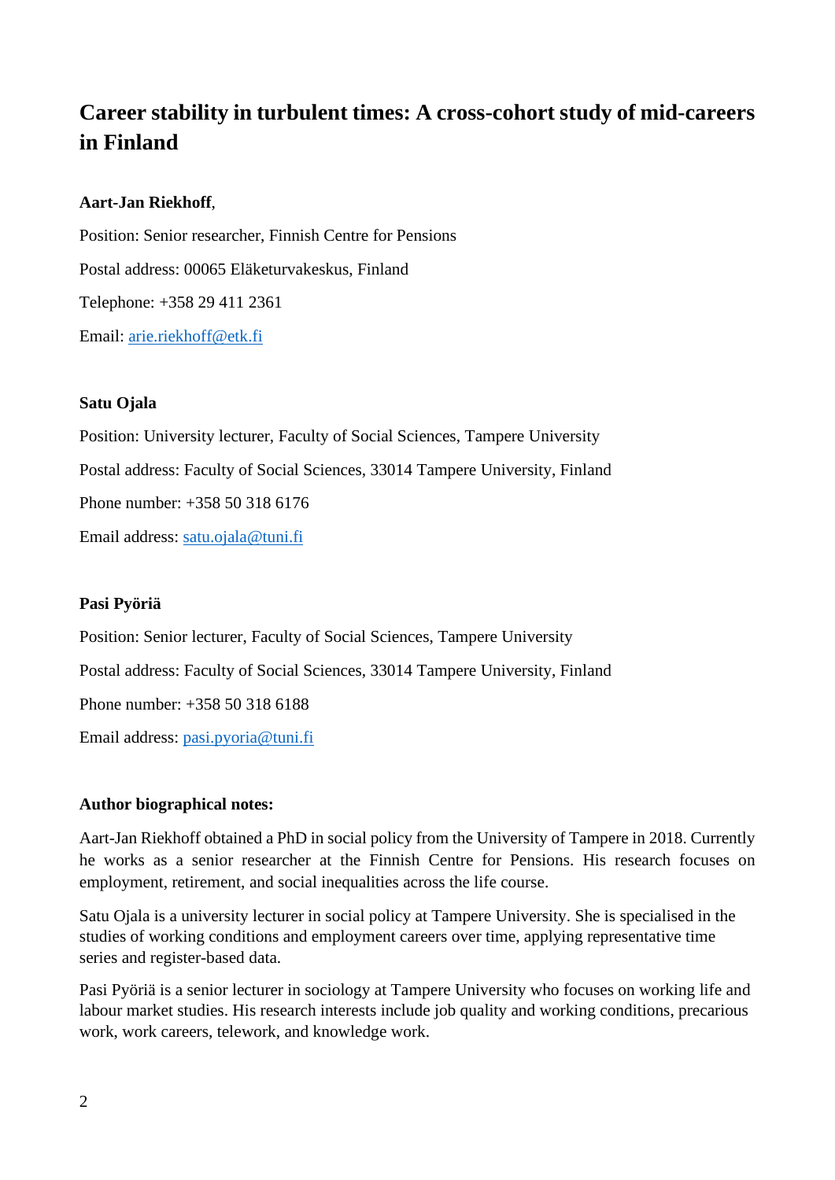# Career stability in turbulent times: A cross-cohort study of mid-careers in Finland

**Aart-Jan Riekhoff**,

Position: Senior researcher, Finnish Centre for Pensions

Postal address: 00065 Eläketurvakeskus, Finland

Telephone: +358 29 411 2361

Email: arie.riekhoff@etk.fi

**Satu Ojala**

Position: University lecturer, Faculty of Social Sciences, Tampere University

Postal address: Faculty of Social Sciences, 33014 Tampere University, Finland

Phone number: +358 50 318 6176

Email address: satu.ojala@tuni.fi

**Pasi Pyöriä**

Position: Senior lecturer, Faculty of Social Sciences, Tampere University

Postal address: Faculty of Social Sciences, 33014 Tampere University, Finland

Phone number: +358 50 318 6188

Email address: pasi.pyoria@tuni.fi

**Author biographical notes:**

Aart-Jan Riekhoff obtained a PhD in social policy from the University of Tampere in 2018. Currently he works as a senior researcher at the Finnish Centre for Pensions. His research focuses on employment, retirement, and social inequalities across the life course.

Satu Ojala is a university lecturer in social policy at Tampere University. She is specialised in the studies of working conditions and employment careers over time, applying representative time series and register-based data.

Pasi Pyöriä is a senior lecturer in sociology at Tampere University who focuses on working life and labour market studies. His research interests include job quality and working conditions, precarious work, work careers, telework, and knowledge work.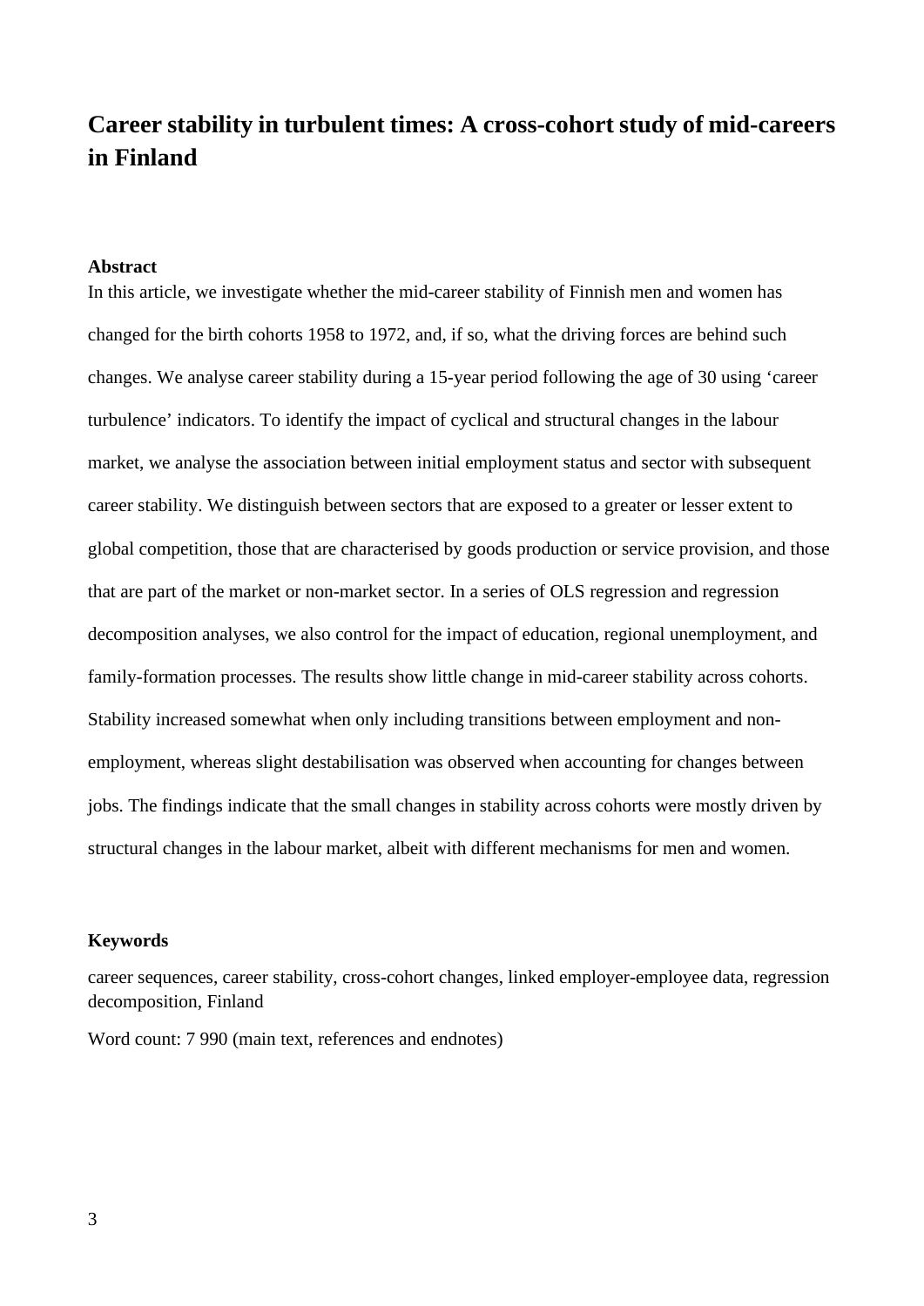# Career stability in turbulent times: A cross-cohort study of mid-careers in Finland

**Abstract**

In this article, we investigate whether the mid-career stability of Finnish men and women has changed for the birth cohorts 1958 to 1972, and, if so, what the driving forces are behind such changes. We analyse career stability during a 15-year period following the age of 30 using 'career turbulence' indicators. To identify the impact of cyclical and structural changes in the labour market, we analyse the association between initial employment status and sector with subsequent career stability. We distinguish between sectors that are exposed to a greater or lesser extent to global competition, those that are characterised by goods production or service provision, and those that are part of the market or non-market sector. In a series of OLS regression and regression decomposition analyses, we also control for the impact of education, regional unemployment, and family-formation processes. The results show little change in mid-career stability across cohorts. Stability increased somewhat when only including transitions between employment and non-employment, whereas slight destabilisation was observed when accounting for changes between jobs. The findings indicate that the small changes in stability across cohorts were mostly driven by structural changes in the labour market, albeit with different mechanisms for men and women.

**Keywords**

career sequences, career stability, cross-cohort changes, linked employer-employee data, regression decomposition, Finland

Word count: 7 990 (main text, references and endnotes)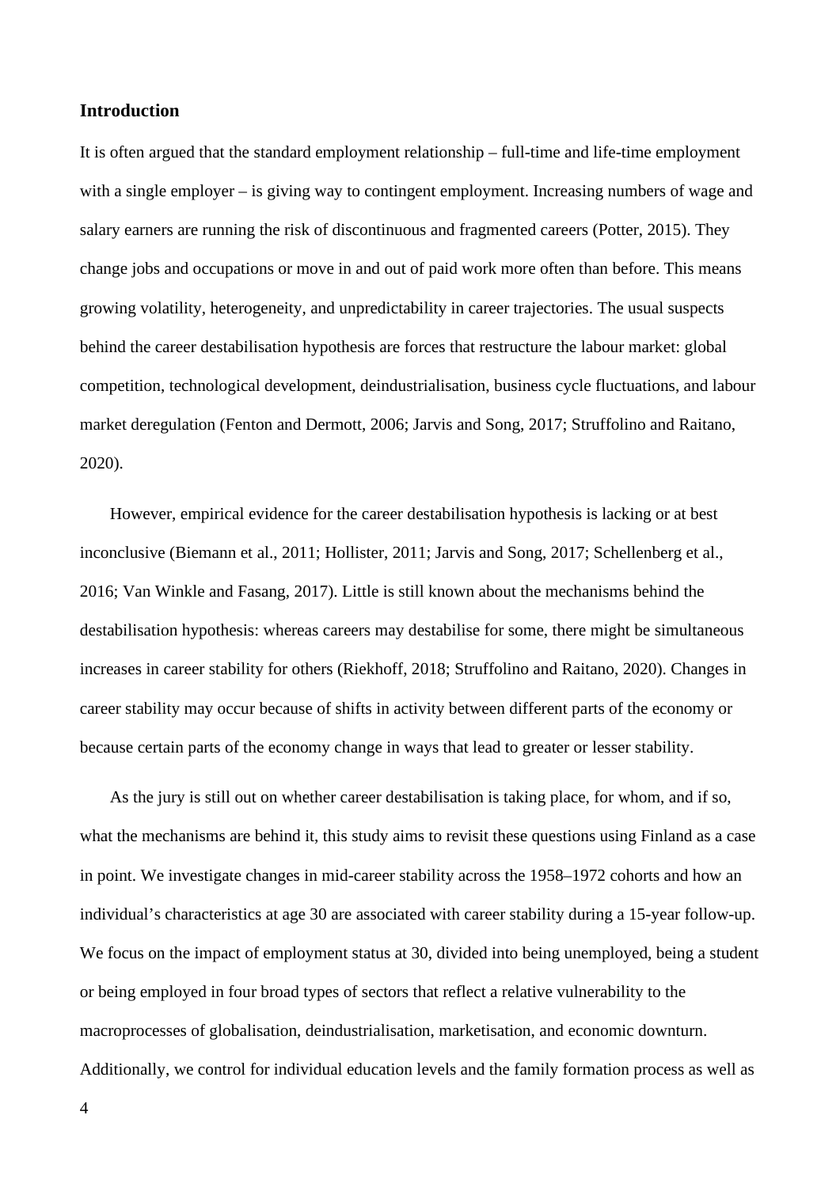## Introduction

It is often argued that the standard employment relationship – full-time and life-time employment with a single employer – is giving way to contingent employment. Increasing numbers of wage and salary earners are running the risk of discontinuous and fragmented careers (Potter, 2015). They change jobs and occupations or move in and out of paid work more often than before. This means growing volatility, heterogeneity, and unpredictability in career trajectories. The usual suspects behind the career destabilisation hypothesis are forces that restructure the labour market: global competition, technological development, deindustrialisation, business cycle fluctuations, and labour market deregulation (Fenton and Dermott, 2006; Jarvis and Song, 2017; Struffolino and Raitano, 2020).

However, empirical evidence for the career destabilisation hypothesis is lacking or at best inconclusive (Biemann et al., 2011; Hollister, 2011; Jarvis and Song, 2017; Schellenberg et al., 2016; Van Winkle and Fasang, 2017). Little is still known about the mechanisms behind the destabilisation hypothesis: whereas careers may destabilise for some, there might be simultaneous increases in career stability for others (Riekhoff, 2018; Struffolino and Raitano, 2020). Changes in career stability may occur because of shifts in activity between different parts of the economy or because certain parts of the economy change in ways that lead to greater or lesser stability.

As the jury is still out on whether career destabilisation is taking place, for whom, and if so, what the mechanisms are behind it, this study aims to revisit these questions using Finland as a case in point. We investigate changes in mid-career stability across the 1958–1972 cohorts and how an individual's characteristics at age 30 are associated with career stability during a 15-year follow-up. We focus on the impact of employment status at 30, divided into being unemployed, being a student or being employed in four broad types of sectors that reflect a relative vulnerability to the macroprocesses of globalisation, deindustrialisation, marketisation, and economic downturn. Additionally, we control for individual education levels and the family formation process as well as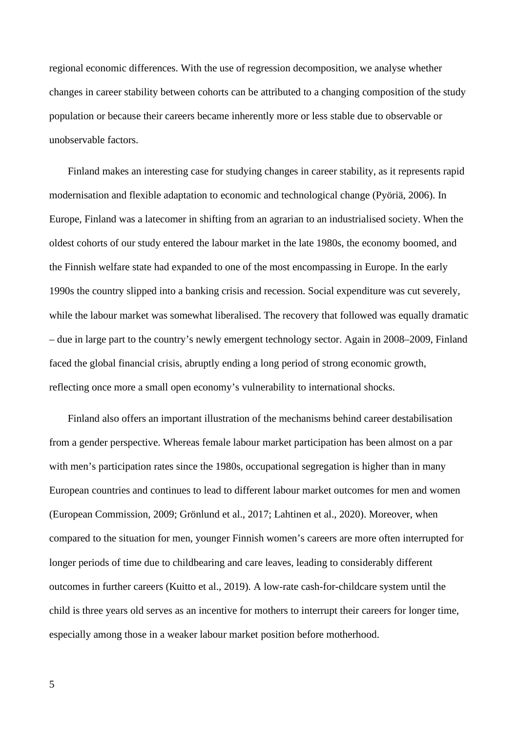regional economic differences. With the use of regression decomposition, we analyse whether changes in career stability between cohorts can be attributed to a changing composition of the study population or because their careers became inherently more or less stable due to observable or unobservable factors.

Finland makes an interesting case for studying changes in career stability, as it represents rapid modernisation and flexible adaptation to economic and technological change (Pyöriä, 2006). In Europe, Finland was a latecomer in shifting from an agrarian to an industrialised society. When the oldest cohorts of our study entered the labour market in the late 1980s, the economy boomed, and the Finnish welfare state had expanded to one of the most encompassing in Europe. In the early 1990s the country slipped into a banking crisis and recession. Social expenditure was cut severely, while the labour market was somewhat liberalised. The recovery that followed was equally dramatic – due in large part to the country's newly emergent technology sector. Again in 2008–2009, Finland faced the global financial crisis, abruptly ending a long period of strong economic growth, reflecting once more a small open economy's vulnerability to international shocks.

Finland also offers an important illustration of the mechanisms behind career destabilisation from a gender perspective. Whereas female labour market participation has been almost on a par with men's participation rates since the 1980s, occupational segregation is higher than in many European countries and continues to lead to different labour market outcomes for men and women (European Commission, 2009; Grönlund et al., 2017; Lahtinen et al., 2020). Moreover, when compared to the situation for men, younger Finnish women's careers are more often interrupted for longer periods of time due to childbearing and care leaves, leading to considerably different outcomes in further careers (Kuitto et al., 2019). A low-rate cash-for-childcare system until the child is three years old serves as an incentive for mothers to interrupt their careers for longer time, especially among those in a weaker labour market position before motherhood.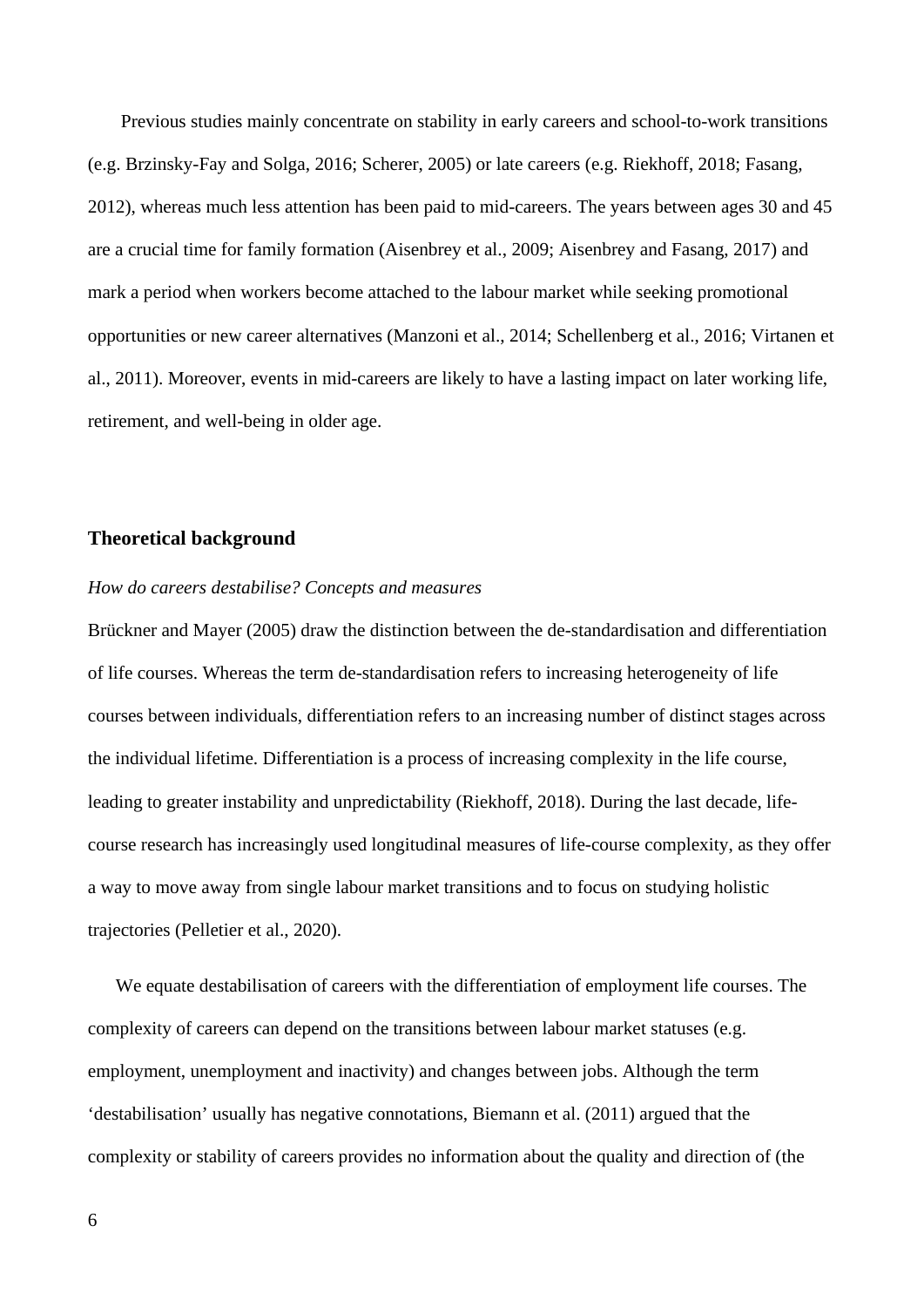Previous studies mainly concentrate on stability in early careers and school-to-work transitions (e.g. Brzinsky-Fay and Solga, 2016; Scherer, 2005) or late careers (e.g. Riekhoff, 2018; Fasang, 2012), whereas much less attention has been paid to mid-careers. The years between ages 30 and 45 are a crucial time for family formation (Aisenbrey et al., 2009; Aisenbrey and Fasang, 2017) and mark a period when workers become attached to the labour market while seeking promotional opportunities or new career alternatives (Manzoni et al., 2014; Schellenberg et al., 2016; Virtanen et al., 2011). Moreover, events in mid-careers are likely to have a lasting impact on later working life, retirement, and well-being in older age.

## Theoretical background

### *How do careers destabilise? Concepts and measures*

Brückner and Mayer (2005) draw the distinction between the de-standardisation and differentiation of life courses. Whereas the term de-standardisation refers to increasing heterogeneity of life courses between individuals, differentiation refers to an increasing number of distinct stages across the individual lifetime. Differentiation is a process of increasing complexity in the life course, leading to greater instability and unpredictability (Riekhoff, 2018). During the last decade, life-course research has increasingly used longitudinal measures of life-course complexity, as they offer a way to move away from single labour market transitions and to focus on studying holistic trajectories (Pelletier et al., 2020).

We equate destabilisation of careers with the differentiation of employment life courses. The complexity of careers can depend on the transitions between labour market statuses (e.g. employment, unemployment and inactivity) and changes between jobs. Although the term 'destabilisation' usually has negative connotations, Biemann et al. (2011) argued that the complexity or stability of careers provides no information about the quality and direction of (the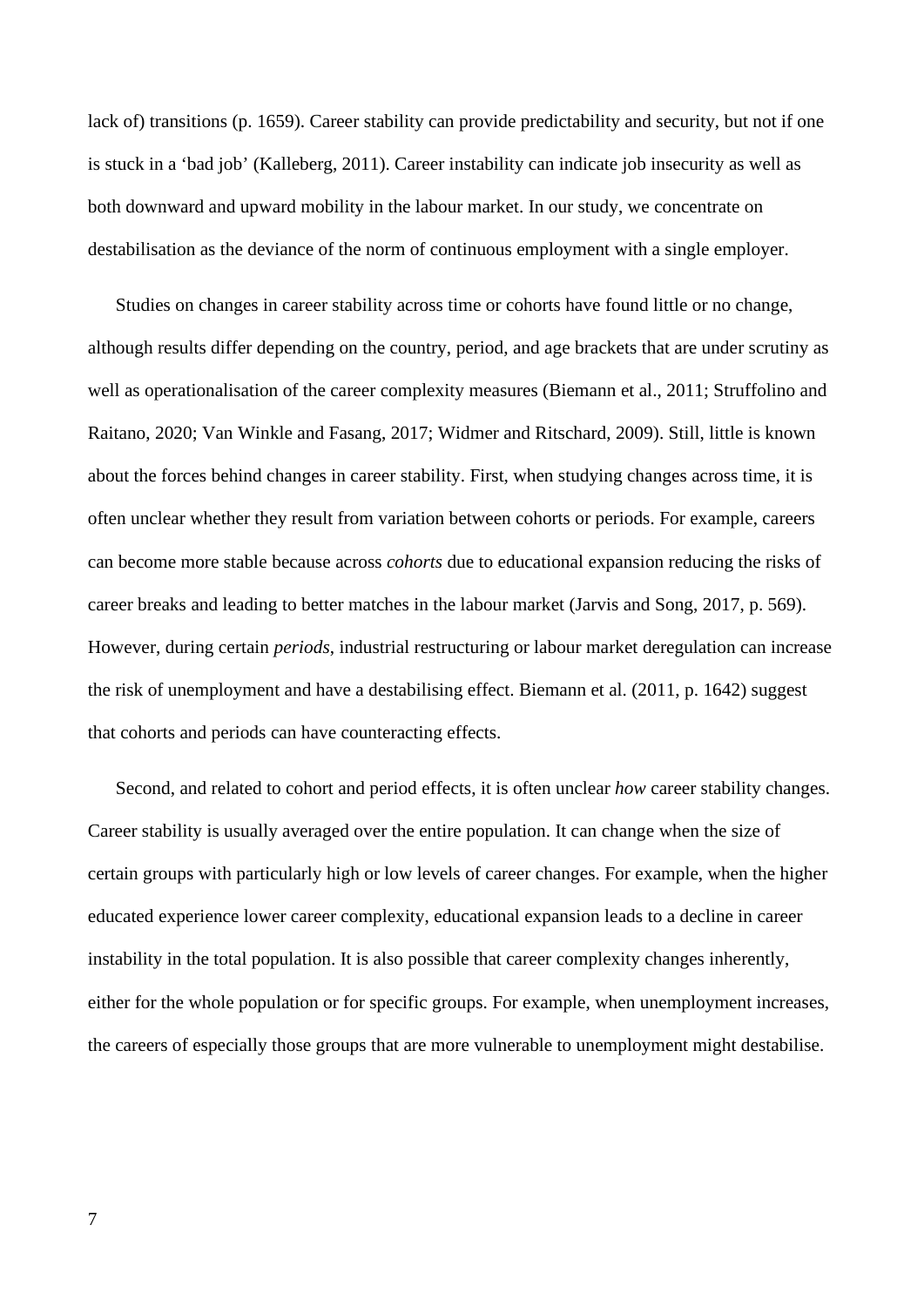lack of) transitions (p. 1659). Career stability can provide predictability and security, but not if one is stuck in a 'bad job' (Kalleberg, 2011). Career instability can indicate job insecurity as well as both downward and upward mobility in the labour market. In our study, we concentrate on destabilisation as the deviance of the norm of continuous employment with a single employer.

Studies on changes in career stability across time or cohorts have found little or no change, although results differ depending on the country, period, and age brackets that are under scrutiny as well as operationalisation of the career complexity measures (Biemann et al., 2011; Struffolino and Raitano, 2020; Van Winkle and Fasang, 2017; Widmer and Ritschard, 2009). Still, little is known about the forces behind changes in career stability. First, when studying changes across time, it is often unclear whether they result from variation between cohorts or periods. For example, careers can become more stable because across *cohorts* due to educational expansion reducing the risks of career breaks and leading to better matches in the labour market (Jarvis and Song, 2017, p. 569). However, during certain *periods*, industrial restructuring or labour market deregulation can increase the risk of unemployment and have a destabilising effect. Biemann et al. (2011, p. 1642) suggest that cohorts and periods can have counteracting effects.

Second, and related to cohort and period effects, it is often unclear *how* career stability changes. Career stability is usually averaged over the entire population. It can change when the size of certain groups with particularly high or low levels of career changes. For example, when the higher educated experience lower career complexity, educational expansion leads to a decline in career instability in the total population. It is also possible that career complexity changes inherently, either for the whole population or for specific groups. For example, when unemployment increases, the careers of especially those groups that are more vulnerable to unemployment might destabilise.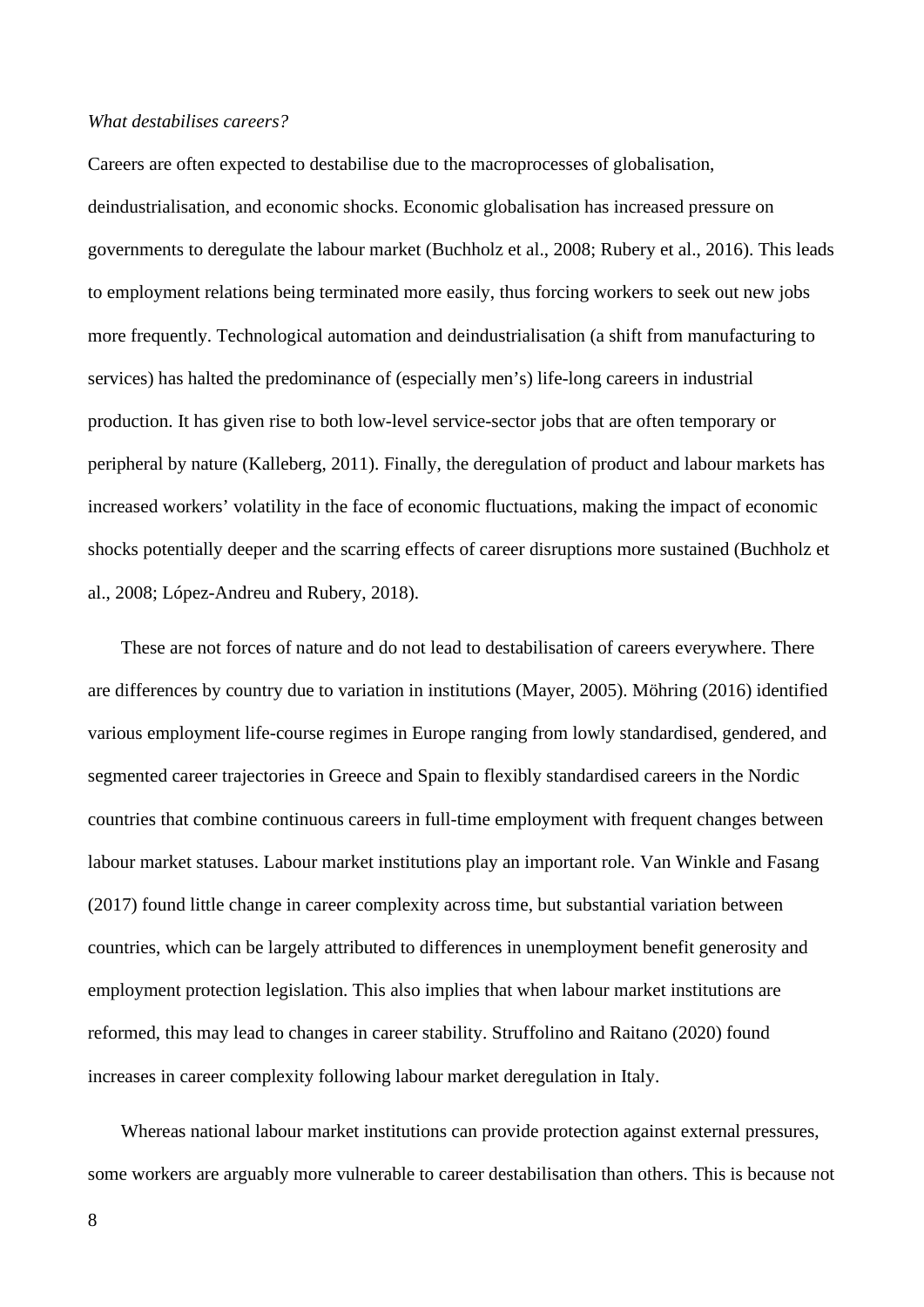*What destabilises careers?*

Careers are often expected to destabilise due to the macroprocesses of globalisation, deindustrialisation, and economic shocks. Economic globalisation has increased pressure on governments to deregulate the labour market (Buchholz et al., 2008; Rubery et al., 2016). This leads to employment relations being terminated more easily, thus forcing workers to seek out new jobs more frequently. Technological automation and deindustrialisation (a shift from manufacturing to services) has halted the predominance of (especially men's) life-long careers in industrial production. It has given rise to both low-level service-sector jobs that are often temporary or peripheral by nature (Kalleberg, 2011). Finally, the deregulation of product and labour markets has increased workers' volatility in the face of economic fluctuations, making the impact of economic shocks potentially deeper and the scarring effects of career disruptions more sustained (Buchholz et al., 2008; López-Andreu and Rubery, 2018).

These are not forces of nature and do not lead to destabilisation of careers everywhere. There are differences by country due to variation in institutions (Mayer, 2005). Möhring (2016) identified various employment life-course regimes in Europe ranging from lowly standardised, gendered, and segmented career trajectories in Greece and Spain to flexibly standardised careers in the Nordic countries that combine continuous careers in full-time employment with frequent changes between labour market statuses. Labour market institutions play an important role. Van Winkle and Fasang (2017) found little change in career complexity across time, but substantial variation between countries, which can be largely attributed to differences in unemployment benefit generosity and employment protection legislation. This also implies that when labour market institutions are reformed, this may lead to changes in career stability. Struffolino and Raitano (2020) found increases in career complexity following labour market deregulation in Italy.

Whereas national labour market institutions can provide protection against external pressures, some workers are arguably more vulnerable to career destabilisation than others. This is because not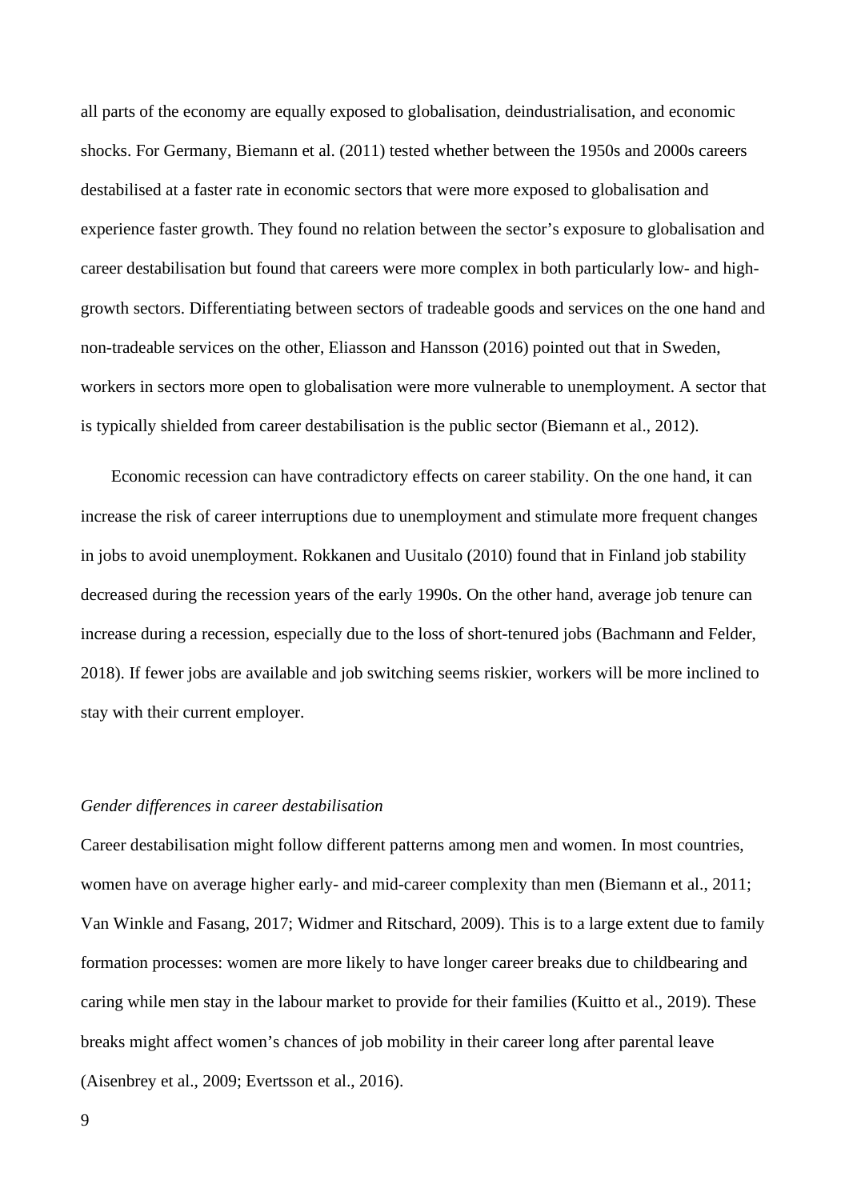all parts of the economy are equally exposed to globalisation, deindustrialisation, and economic shocks. For Germany, Biemann et al. (2011) tested whether between the 1950s and 2000s careers destabilised at a faster rate in economic sectors that were more exposed to globalisation and experience faster growth. They found no relation between the sector's exposure to globalisation and career destabilisation but found that careers were more complex in both particularly low- and high-growth sectors. Differentiating between sectors of tradeable goods and services on the one hand and non-tradeable services on the other, Eliasson and Hansson (2016) pointed out that in Sweden, workers in sectors more open to globalisation were more vulnerable to unemployment. A sector that is typically shielded from career destabilisation is the public sector (Biemann et al., 2012).

Economic recession can have contradictory effects on career stability. On the one hand, it can increase the risk of career interruptions due to unemployment and stimulate more frequent changes in jobs to avoid unemployment. Rokkanen and Uusitalo (2010) found that in Finland job stability decreased during the recession years of the early 1990s. On the other hand, average job tenure can increase during a recession, especially due to the loss of short-tenured jobs (Bachmann and Felder, 2018). If fewer jobs are available and job switching seems riskier, workers will be more inclined to stay with their current employer.

*Gender differences in career destabilisation*

Career destabilisation might follow different patterns among men and women. In most countries, women have on average higher early- and mid-career complexity than men (Biemann et al., 2011; Van Winkle and Fasang, 2017; Widmer and Ritschard, 2009). This is to a large extent due to family formation processes: women are more likely to have longer career breaks due to childbearing and caring while men stay in the labour market to provide for their families (Kuitto et al., 2019). These breaks might affect women's chances of job mobility in their career long after parental leave (Aisenbrey et al., 2009; Evertsson et al., 2016).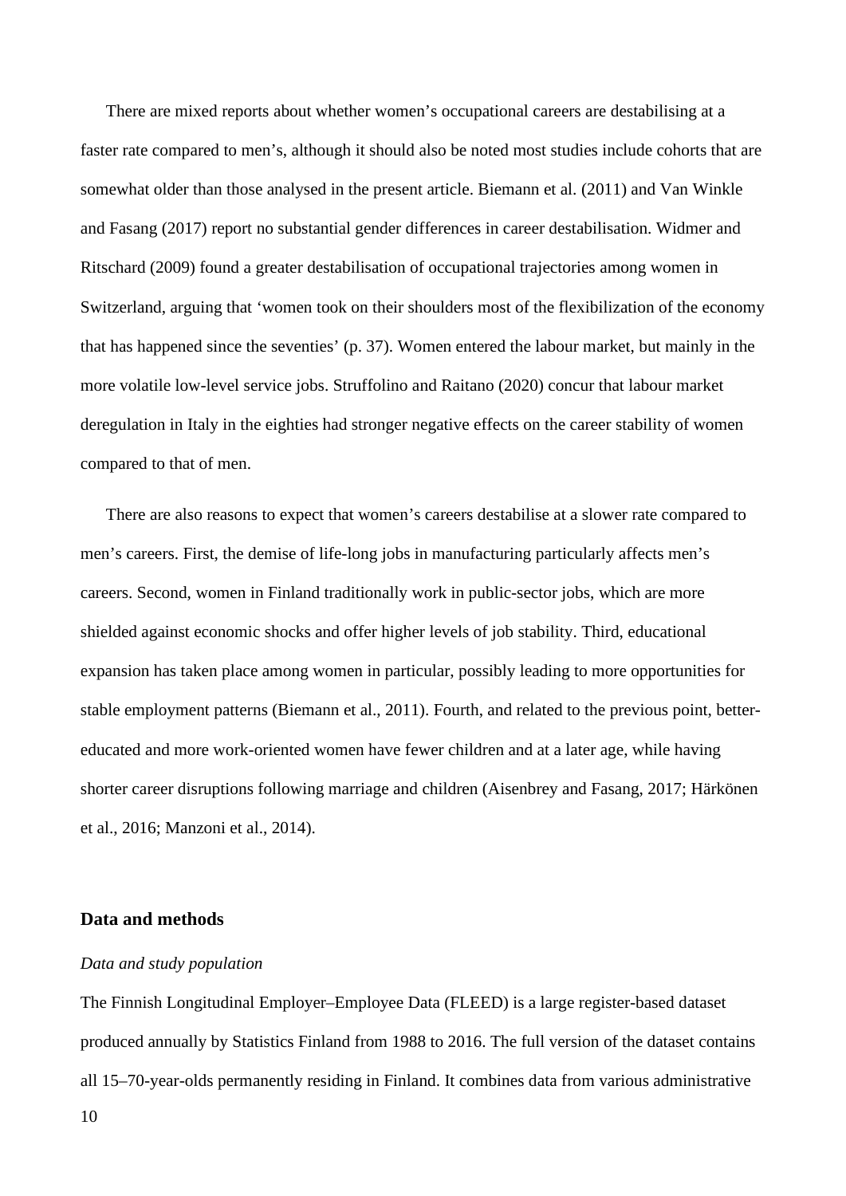There are mixed reports about whether women's occupational careers are destabilising at a faster rate compared to men's, although it should also be noted most studies include cohorts that are somewhat older than those analysed in the present article. Biemann et al. (2011) and Van Winkle and Fasang (2017) report no substantial gender differences in career destabilisation. Widmer and Ritschard (2009) found a greater destabilisation of occupational trajectories among women in Switzerland, arguing that 'women took on their shoulders most of the flexibilization of the economy that has happened since the seventies' (p. 37). Women entered the labour market, but mainly in the more volatile low-level service jobs. Struffolino and Raitano (2020) concur that labour market deregulation in Italy in the eighties had stronger negative effects on the career stability of women compared to that of men.

There are also reasons to expect that women's careers destabilise at a slower rate compared to men's careers. First, the demise of life-long jobs in manufacturing particularly affects men's careers. Second, women in Finland traditionally work in public-sector jobs, which are more shielded against economic shocks and offer higher levels of job stability. Third, educational expansion has taken place among women in particular, possibly leading to more opportunities for stable employment patterns (Biemann et al., 2011). Fourth, and related to the previous point, better-educated and more work-oriented women have fewer children and at a later age, while having shorter career disruptions following marriage and children (Aisenbrey and Fasang, 2017; Härkönen et al., 2016; Manzoni et al., 2014).

## Data and methods

### *Data and study population*

The Finnish Longitudinal Employer–Employee Data (FLEED) is a large register-based dataset produced annually by Statistics Finland from 1988 to 2016. The full version of the dataset contains all 15–70-year-olds permanently residing in Finland. It combines data from various administrative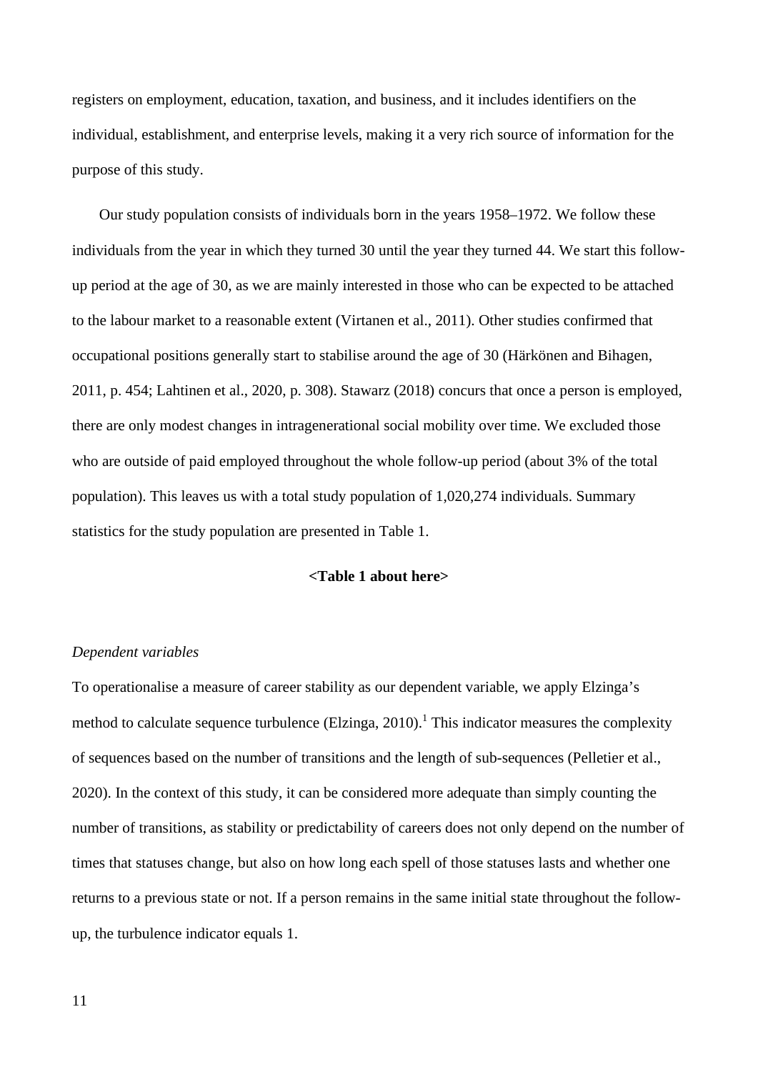registers on employment, education, taxation, and business, and it includes identifiers on the individual, establishment, and enterprise levels, making it a very rich source of information for the purpose of this study.

Our study population consists of individuals born in the years 1958–1972. We follow these individuals from the year in which they turned 30 until the year they turned 44. We start this follow-up period at the age of 30, as we are mainly interested in those who can be expected to be attached to the labour market to a reasonable extent (Virtanen et al., 2011). Other studies confirmed that occupational positions generally start to stabilise around the age of 30 (Härkönen and Bihagen, 2011, p. 454; Lahtinen et al., 2020, p. 308). Stawarz (2018) concurs that once a person is employed, there are only modest changes in intragenerational social mobility over time. We excluded those who are outside of paid employed throughout the whole follow-up period (about 3% of the total population). This leaves us with a total study population of 1,020,274 individuals. Summary statistics for the study population are presented in Table 1.

**<Table 1 about here>**

*Dependent variables*

To operationalise a measure of career stability as our dependent variable, we apply Elzinga's method to calculate sequence turbulence (Elzinga, 2010).[1] This indicator measures the complexity of sequences based on the number of transitions and the length of sub-sequences (Pelletier et al., 2020). In the context of this study, it can be considered more adequate than simply counting the number of transitions, as stability or predictability of careers does not only depend on the number of times that statuses change, but also on how long each spell of those statuses lasts and whether one returns to a previous state or not. If a person remains in the same initial state throughout the follow-up, the turbulence indicator equals 1.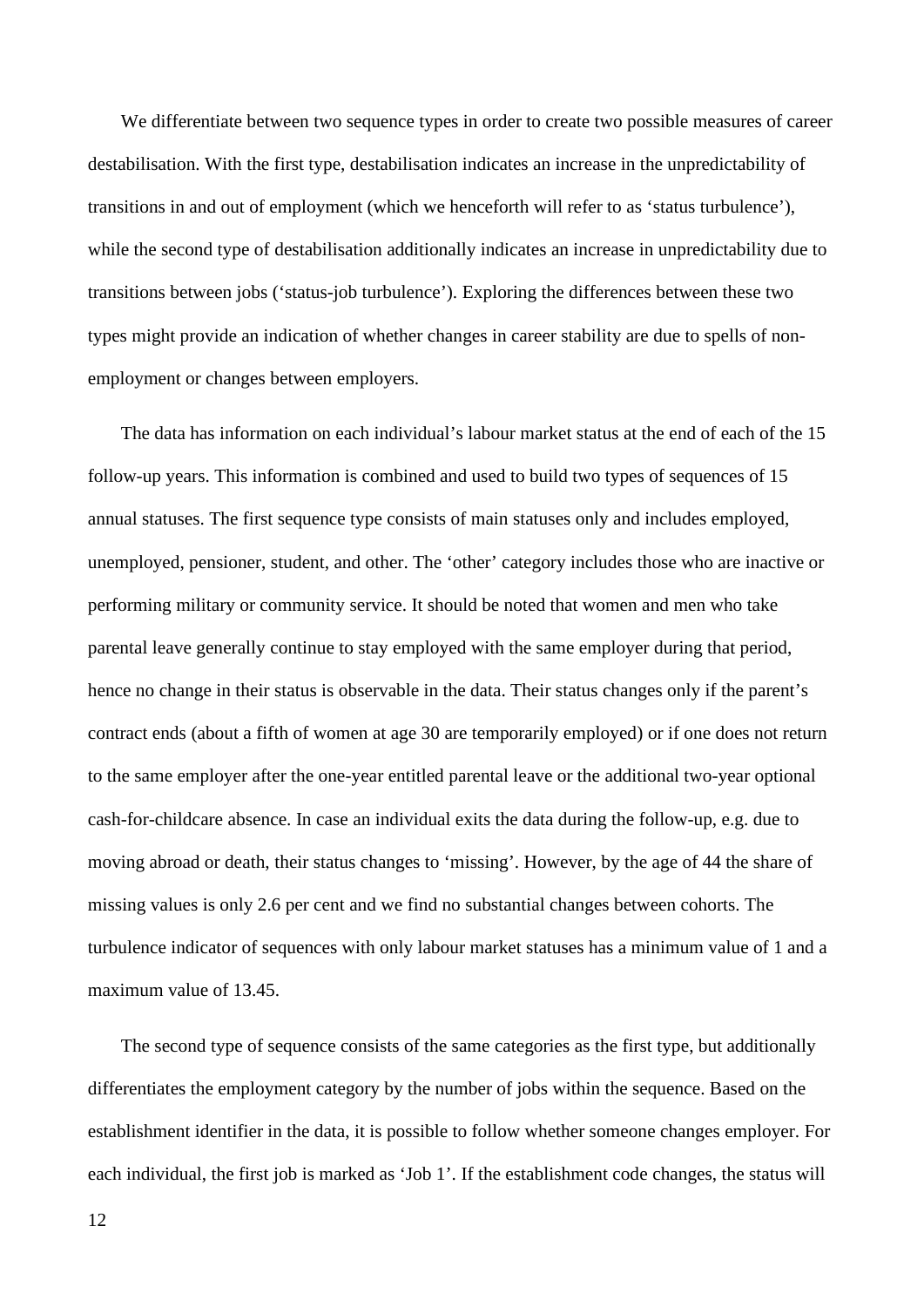We differentiate between two sequence types in order to create two possible measures of career destabilisation. With the first type, destabilisation indicates an increase in the unpredictability of transitions in and out of employment (which we henceforth will refer to as 'status turbulence'), while the second type of destabilisation additionally indicates an increase in unpredictability due to transitions between jobs ('status-job turbulence'). Exploring the differences between these two types might provide an indication of whether changes in career stability are due to spells of non-employment or changes between employers.

The data has information on each individual's labour market status at the end of each of the 15 follow-up years. This information is combined and used to build two types of sequences of 15 annual statuses. The first sequence type consists of main statuses only and includes employed, unemployed, pensioner, student, and other. The 'other' category includes those who are inactive or performing military or community service. It should be noted that women and men who take parental leave generally continue to stay employed with the same employer during that period, hence no change in their status is observable in the data. Their status changes only if the parent's contract ends (about a fifth of women at age 30 are temporarily employed) or if one does not return to the same employer after the one-year entitled parental leave or the additional two-year optional cash-for-childcare absence. In case an individual exits the data during the follow-up, e.g. due to moving abroad or death, their status changes to 'missing'. However, by the age of 44 the share of missing values is only 2.6 per cent and we find no substantial changes between cohorts. The turbulence indicator of sequences with only labour market statuses has a minimum value of 1 and a maximum value of 13.45.

The second type of sequence consists of the same categories as the first type, but additionally differentiates the employment category by the number of jobs within the sequence. Based on the establishment identifier in the data, it is possible to follow whether someone changes employer. For each individual, the first job is marked as 'Job 1'. If the establishment code changes, the status will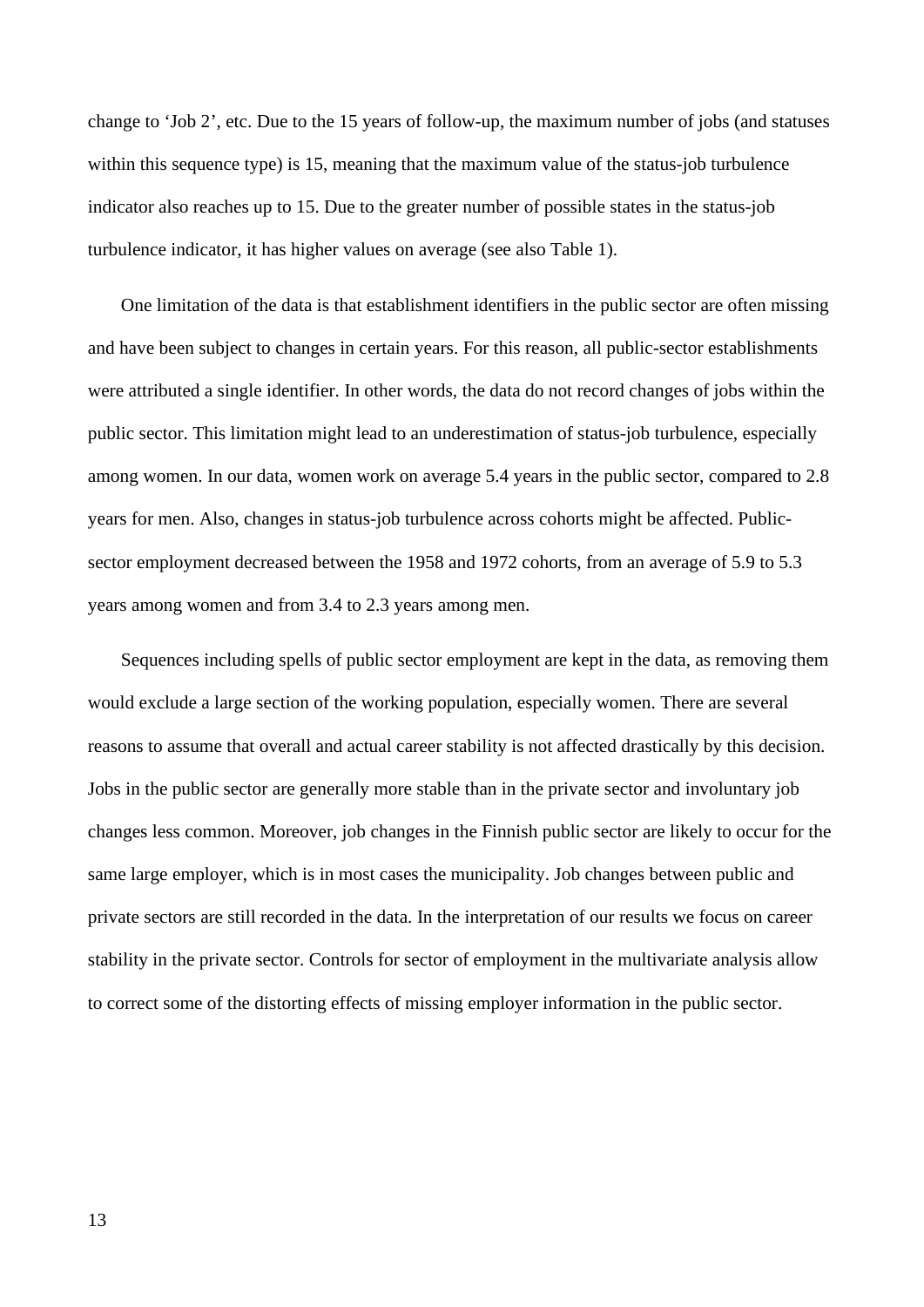change to ‘Job 2’, etc. Due to the 15 years of follow-up, the maximum number of jobs (and statuses within this sequence type) is 15, meaning that the maximum value of the status-job turbulence indicator also reaches up to 15. Due to the greater number of possible states in the status-job turbulence indicator, it has higher values on average (see also Table 1).

One limitation of the data is that establishment identifiers in the public sector are often missing and have been subject to changes in certain years. For this reason, all public-sector establishments were attributed a single identifier. In other words, the data do not record changes of jobs within the public sector. This limitation might lead to an underestimation of status-job turbulence, especially among women. In our data, women work on average 5.4 years in the public sector, compared to 2.8 years for men. Also, changes in status-job turbulence across cohorts might be affected. Public-sector employment decreased between the 1958 and 1972 cohorts, from an average of 5.9 to 5.3 years among women and from 3.4 to 2.3 years among men.

Sequences including spells of public sector employment are kept in the data, as removing them would exclude a large section of the working population, especially women. There are several reasons to assume that overall and actual career stability is not affected drastically by this decision. Jobs in the public sector are generally more stable than in the private sector and involuntary job changes less common. Moreover, job changes in the Finnish public sector are likely to occur for the same large employer, which is in most cases the municipality. Job changes between public and private sectors are still recorded in the data. In the interpretation of our results we focus on career stability in the private sector. Controls for sector of employment in the multivariate analysis allow to correct some of the distorting effects of missing employer information in the public sector.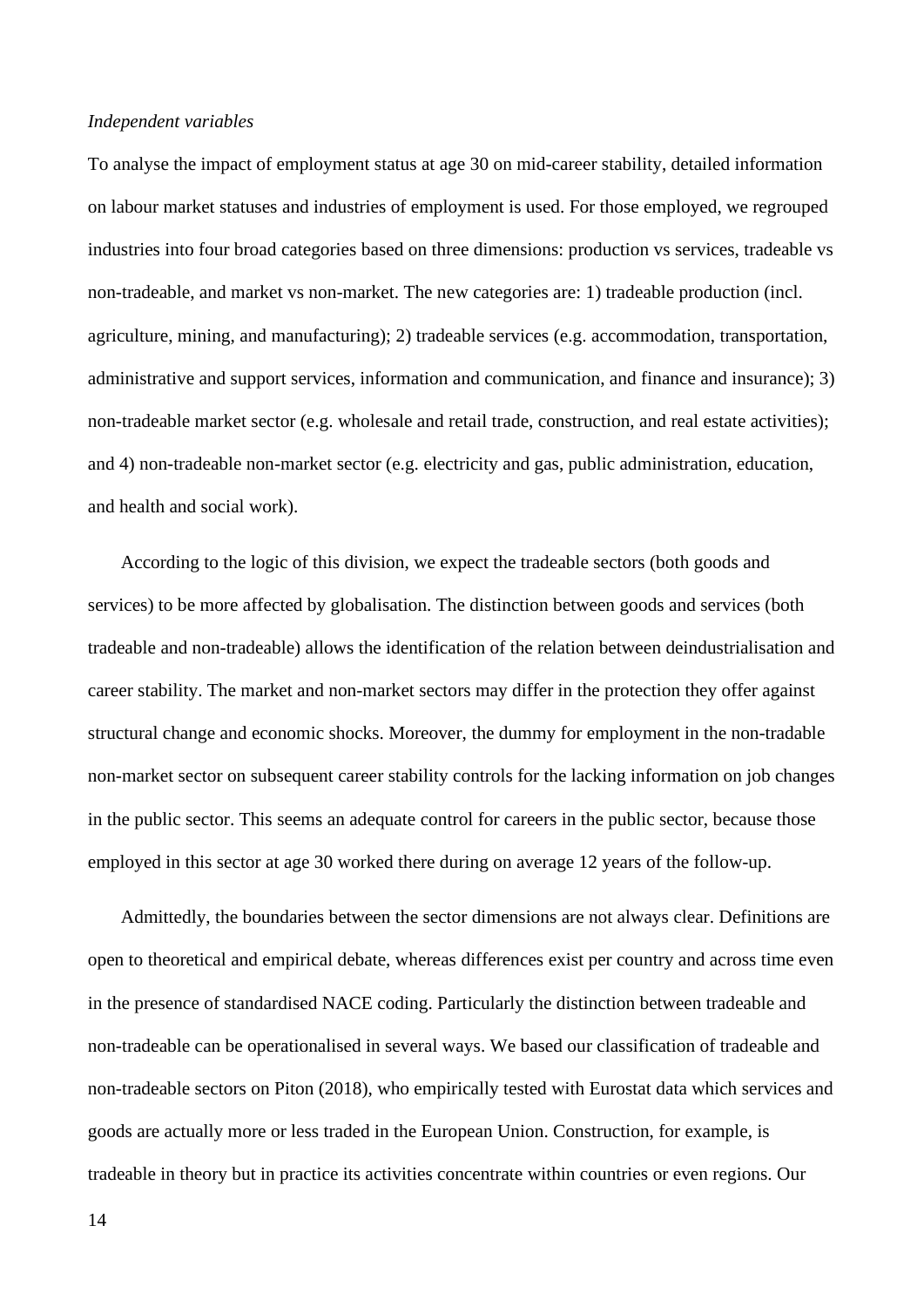*Independent variables*

To analyse the impact of employment status at age 30 on mid-career stability, detailed information on labour market statuses and industries of employment is used. For those employed, we regrouped industries into four broad categories based on three dimensions: production vs services, tradeable vs non-tradeable, and market vs non-market. The new categories are: 1) tradeable production (incl. agriculture, mining, and manufacturing); 2) tradeable services (e.g. accommodation, transportation, administrative and support services, information and communication, and finance and insurance); 3) non-tradeable market sector (e.g. wholesale and retail trade, construction, and real estate activities); and 4) non-tradeable non-market sector (e.g. electricity and gas, public administration, education, and health and social work).

According to the logic of this division, we expect the tradeable sectors (both goods and services) to be more affected by globalisation. The distinction between goods and services (both tradeable and non-tradeable) allows the identification of the relation between deindustrialisation and career stability. The market and non-market sectors may differ in the protection they offer against structural change and economic shocks. Moreover, the dummy for employment in the non-tradable non-market sector on subsequent career stability controls for the lacking information on job changes in the public sector. This seems an adequate control for careers in the public sector, because those employed in this sector at age 30 worked there during on average 12 years of the follow-up.

Admittedly, the boundaries between the sector dimensions are not always clear. Definitions are open to theoretical and empirical debate, whereas differences exist per country and across time even in the presence of standardised NACE coding. Particularly the distinction between tradeable and non-tradeable can be operationalised in several ways. We based our classification of tradeable and non-tradeable sectors on Piton (2018), who empirically tested with Eurostat data which services and goods are actually more or less traded in the European Union. Construction, for example, is tradeable in theory but in practice its activities concentrate within countries or even regions. Our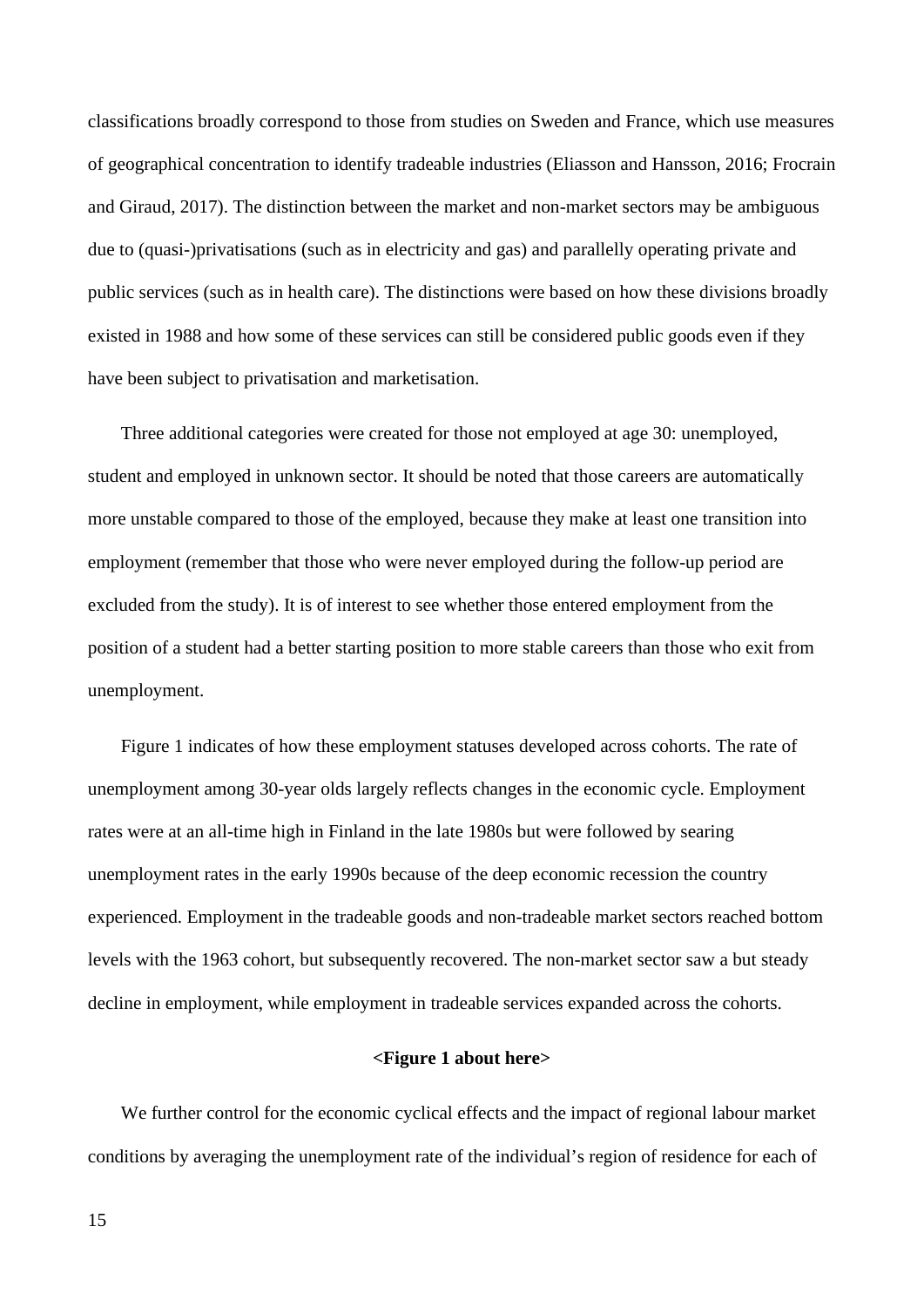classifications broadly correspond to those from studies on Sweden and France, which use measures of geographical concentration to identify tradeable industries (Eliasson and Hansson, 2016; Frocrain and Giraud, 2017). The distinction between the market and non-market sectors may be ambiguous due to (quasi-)privatisations (such as in electricity and gas) and parallelly operating private and public services (such as in health care). The distinctions were based on how these divisions broadly existed in 1988 and how some of these services can still be considered public goods even if they have been subject to privatisation and marketisation.

Three additional categories were created for those not employed at age 30: unemployed, student and employed in unknown sector. It should be noted that those careers are automatically more unstable compared to those of the employed, because they make at least one transition into employment (remember that those who were never employed during the follow-up period are excluded from the study). It is of interest to see whether those entered employment from the position of a student had a better starting position to more stable careers than those who exit from unemployment.

Figure 1 indicates of how these employment statuses developed across cohorts. The rate of unemployment among 30-year olds largely reflects changes in the economic cycle. Employment rates were at an all-time high in Finland in the late 1980s but were followed by searing unemployment rates in the early 1990s because of the deep economic recession the country experienced. Employment in the tradeable goods and non-tradeable market sectors reached bottom levels with the 1963 cohort, but subsequently recovered. The non-market sector saw a but steady decline in employment, while employment in tradeable services expanded across the cohorts.

**<Figure 1 about here>**

We further control for the economic cyclical effects and the impact of regional labour market conditions by averaging the unemployment rate of the individual's region of residence for each of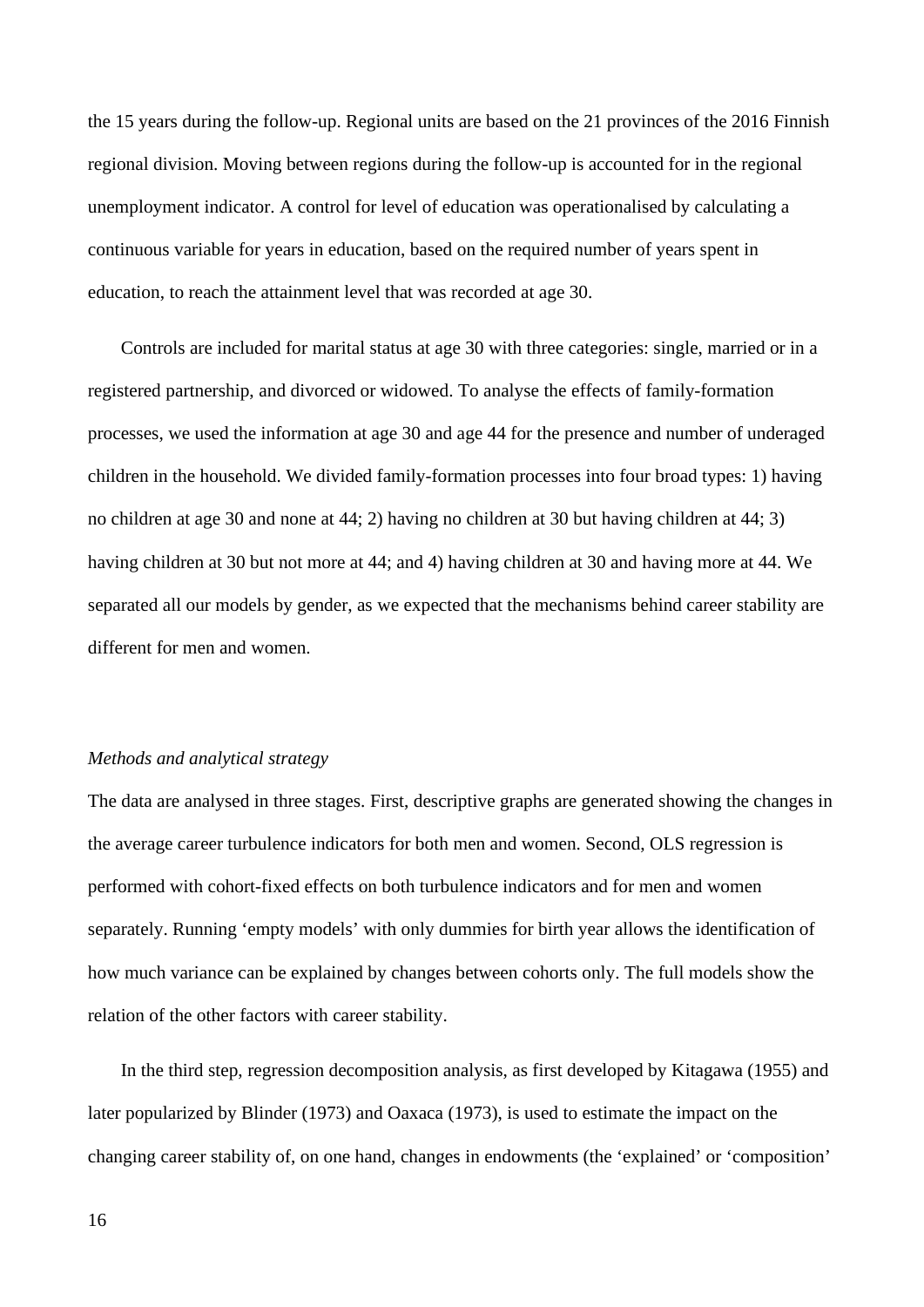the 15 years during the follow-up. Regional units are based on the 21 provinces of the 2016 Finnish regional division. Moving between regions during the follow-up is accounted for in the regional unemployment indicator. A control for level of education was operationalised by calculating a continuous variable for years in education, based on the required number of years spent in education, to reach the attainment level that was recorded at age 30.

Controls are included for marital status at age 30 with three categories: single, married or in a registered partnership, and divorced or widowed. To analyse the effects of family-formation processes, we used the information at age 30 and age 44 for the presence and number of underaged children in the household. We divided family-formation processes into four broad types: 1) having no children at age 30 and none at 44; 2) having no children at 30 but having children at 44; 3) having children at 30 but not more at 44; and 4) having children at 30 and having more at 44. We separated all our models by gender, as we expected that the mechanisms behind career stability are different for men and women.

*Methods and analytical strategy*

The data are analysed in three stages. First, descriptive graphs are generated showing the changes in the average career turbulence indicators for both men and women. Second, OLS regression is performed with cohort-fixed effects on both turbulence indicators and for men and women separately. Running 'empty models' with only dummies for birth year allows the identification of how much variance can be explained by changes between cohorts only. The full models show the relation of the other factors with career stability.

In the third step, regression decomposition analysis, as first developed by Kitagawa (1955) and later popularized by Blinder (1973) and Oaxaca (1973), is used to estimate the impact on the changing career stability of, on one hand, changes in endowments (the 'explained' or 'composition'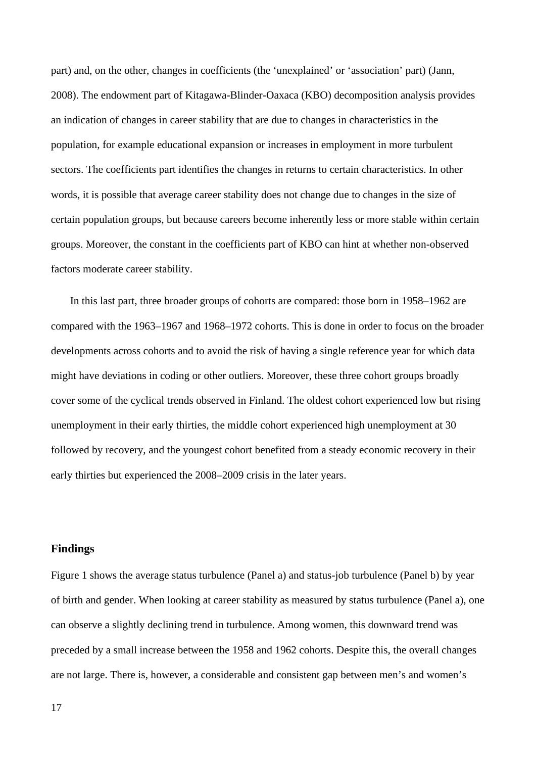part) and, on the other, changes in coefficients (the 'unexplained' or 'association' part) (Jann, 2008). The endowment part of Kitagawa-Blinder-Oaxaca (KBO) decomposition analysis provides an indication of changes in career stability that are due to changes in characteristics in the population, for example educational expansion or increases in employment in more turbulent sectors. The coefficients part identifies the changes in returns to certain characteristics. In other words, it is possible that average career stability does not change due to changes in the size of certain population groups, but because careers become inherently less or more stable within certain groups. Moreover, the constant in the coefficients part of KBO can hint at whether non-observed factors moderate career stability.

In this last part, three broader groups of cohorts are compared: those born in 1958–1962 are compared with the 1963–1967 and 1968–1972 cohorts. This is done in order to focus on the broader developments across cohorts and to avoid the risk of having a single reference year for which data might have deviations in coding or other outliers. Moreover, these three cohort groups broadly cover some of the cyclical trends observed in Finland. The oldest cohort experienced low but rising unemployment in their early thirties, the middle cohort experienced high unemployment at 30 followed by recovery, and the youngest cohort benefited from a steady economic recovery in their early thirties but experienced the 2008–2009 crisis in the later years.

## Findings

Figure 1 shows the average status turbulence (Panel a) and status-job turbulence (Panel b) by year of birth and gender. When looking at career stability as measured by status turbulence (Panel a), one can observe a slightly declining trend in turbulence. Among women, this downward trend was preceded by a small increase between the 1958 and 1962 cohorts. Despite this, the overall changes are not large. There is, however, a considerable and consistent gap between men's and women's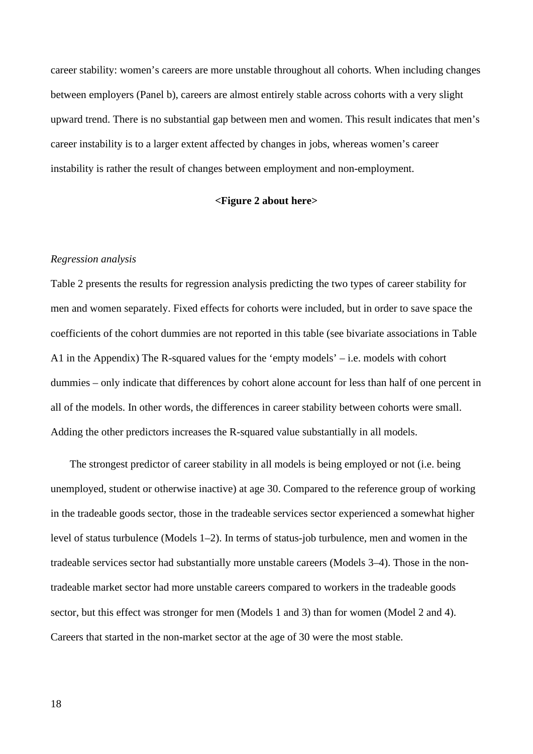career stability: women's careers are more unstable throughout all cohorts. When including changes between employers (Panel b), careers are almost entirely stable across cohorts with a very slight upward trend. There is no substantial gap between men and women. This result indicates that men's career instability is to a larger extent affected by changes in jobs, whereas women's career instability is rather the result of changes between employment and non-employment.

**<Figure 2 about here>**

*Regression analysis*

Table 2 presents the results for regression analysis predicting the two types of career stability for men and women separately. Fixed effects for cohorts were included, but in order to save space the coefficients of the cohort dummies are not reported in this table (see bivariate associations in Table A1 in the Appendix) The R-squared values for the 'empty models' – i.e. models with cohort dummies – only indicate that differences by cohort alone account for less than half of one percent in all of the models. In other words, the differences in career stability between cohorts were small. Adding the other predictors increases the R-squared value substantially in all models.

The strongest predictor of career stability in all models is being employed or not (i.e. being unemployed, student or otherwise inactive) at age 30. Compared to the reference group of working in the tradeable goods sector, those in the tradeable services sector experienced a somewhat higher level of status turbulence (Models 1–2). In terms of status-job turbulence, men and women in the tradeable services sector had substantially more unstable careers (Models 3–4). Those in the non-tradeable market sector had more unstable careers compared to workers in the tradeable goods sector, but this effect was stronger for men (Models 1 and 3) than for women (Model 2 and 4). Careers that started in the non-market sector at the age of 30 were the most stable.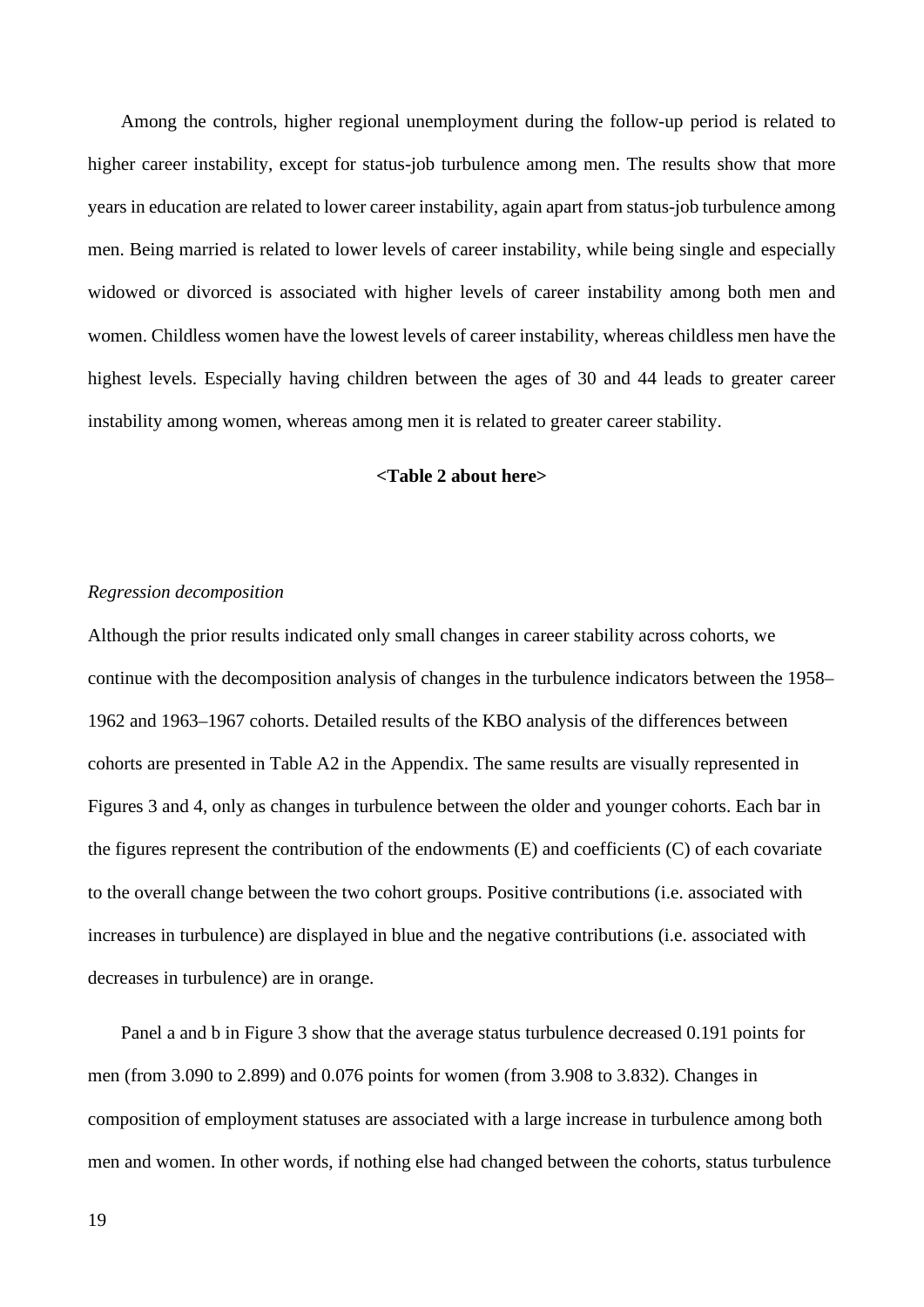Among the controls, higher regional unemployment during the follow-up period is related to higher career instability, except for status-job turbulence among men. The results show that more years in education are related to lower career instability, again apart from status-job turbulence among men. Being married is related to lower levels of career instability, while being single and especially widowed or divorced is associated with higher levels of career instability among both men and women. Childless women have the lowest levels of career instability, whereas childless men have the highest levels. Especially having children between the ages of 30 and 44 leads to greater career instability among women, whereas among men it is related to greater career stability.

**<Table 2 about here>**

*Regression decomposition*

Although the prior results indicated only small changes in career stability across cohorts, we continue with the decomposition analysis of changes in the turbulence indicators between the 1958–1962 and 1963–1967 cohorts. Detailed results of the KBO analysis of the differences between cohorts are presented in Table A2 in the Appendix. The same results are visually represented in Figures 3 and 4, only as changes in turbulence between the older and younger cohorts. Each bar in the figures represent the contribution of the endowments (E) and coefficients (C) of each covariate to the overall change between the two cohort groups. Positive contributions (i.e. associated with increases in turbulence) are displayed in blue and the negative contributions (i.e. associated with decreases in turbulence) are in orange.

Panel a and b in Figure 3 show that the average status turbulence decreased 0.191 points for men (from 3.090 to 2.899) and 0.076 points for women (from 3.908 to 3.832). Changes in composition of employment statuses are associated with a large increase in turbulence among both men and women. In other words, if nothing else had changed between the cohorts, status turbulence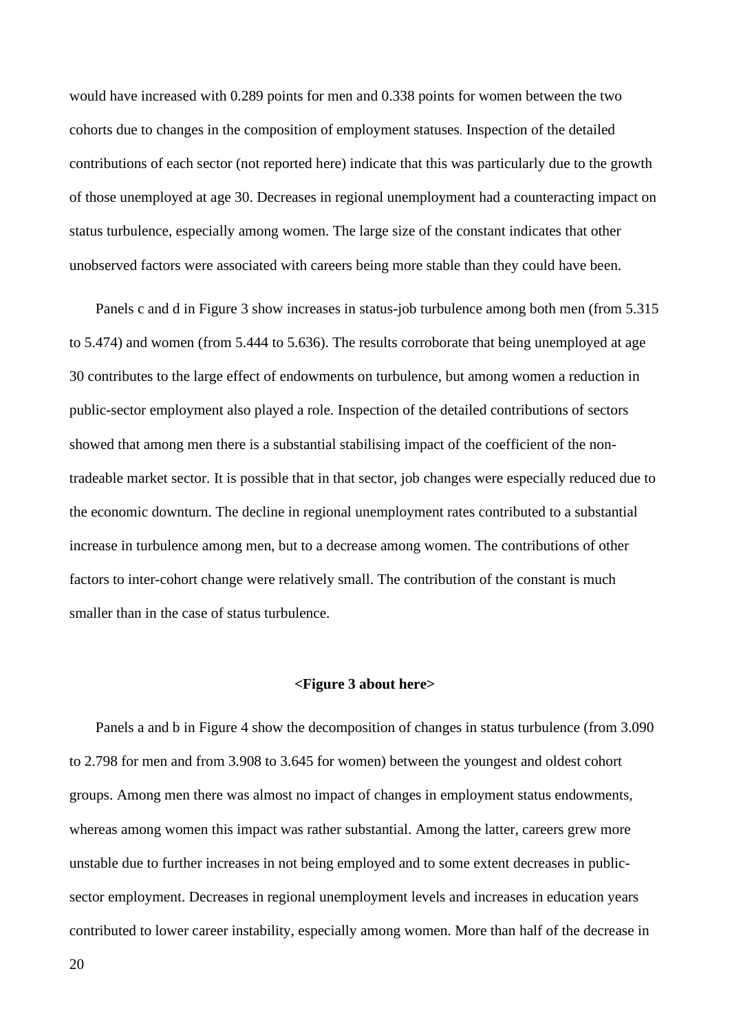would have increased with 0.289 points for men and 0.338 points for women between the two cohorts due to changes in the composition of employment statuses. Inspection of the detailed contributions of each sector (not reported here) indicate that this was particularly due to the growth of those unemployed at age 30. Decreases in regional unemployment had a counteracting impact on status turbulence, especially among women. The large size of the constant indicates that other unobserved factors were associated with careers being more stable than they could have been.

Panels c and d in Figure 3 show increases in status-job turbulence among both men (from 5.315 to 5.474) and women (from 5.444 to 5.636). The results corroborate that being unemployed at age 30 contributes to the large effect of endowments on turbulence, but among women a reduction in public-sector employment also played a role. Inspection of the detailed contributions of sectors showed that among men there is a substantial stabilising impact of the coefficient of the non-tradeable market sector. It is possible that in that sector, job changes were especially reduced due to the economic downturn. The decline in regional unemployment rates contributed to a substantial increase in turbulence among men, but to a decrease among women. The contributions of other factors to inter-cohort change were relatively small. The contribution of the constant is much smaller than in the case of status turbulence.

**<Figure 3 about here>**

Panels a and b in Figure 4 show the decomposition of changes in status turbulence (from 3.090 to 2.798 for men and from 3.908 to 3.645 for women) between the youngest and oldest cohort groups. Among men there was almost no impact of changes in employment status endowments, whereas among women this impact was rather substantial. Among the latter, careers grew more unstable due to further increases in not being employed and to some extent decreases in public-sector employment. Decreases in regional unemployment levels and increases in education years contributed to lower career instability, especially among women. More than half of the decrease in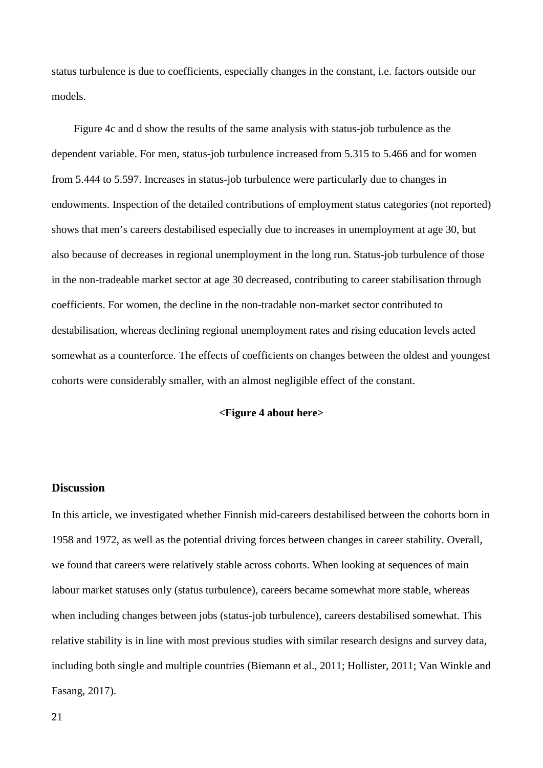status turbulence is due to coefficients, especially changes in the constant, i.e. factors outside our models.

Figure 4c and d show the results of the same analysis with status-job turbulence as the dependent variable. For men, status-job turbulence increased from 5.315 to 5.466 and for women from 5.444 to 5.597. Increases in status-job turbulence were particularly due to changes in endowments. Inspection of the detailed contributions of employment status categories (not reported) shows that men's careers destabilised especially due to increases in unemployment at age 30, but also because of decreases in regional unemployment in the long run. Status-job turbulence of those in the non-tradeable market sector at age 30 decreased, contributing to career stabilisation through coefficients. For women, the decline in the non-tradable non-market sector contributed to destabilisation, whereas declining regional unemployment rates and rising education levels acted somewhat as a counterforce. The effects of coefficients on changes between the oldest and youngest cohorts were considerably smaller, with an almost negligible effect of the constant.

**<Figure 4 about here>**

## Discussion

In this article, we investigated whether Finnish mid-careers destabilised between the cohorts born in 1958 and 1972, as well as the potential driving forces between changes in career stability. Overall, we found that careers were relatively stable across cohorts. When looking at sequences of main labour market statuses only (status turbulence), careers became somewhat more stable, whereas when including changes between jobs (status-job turbulence), careers destabilised somewhat. This relative stability is in line with most previous studies with similar research designs and survey data, including both single and multiple countries (Biemann et al., 2011; Hollister, 2011; Van Winkle and Fasang, 2017).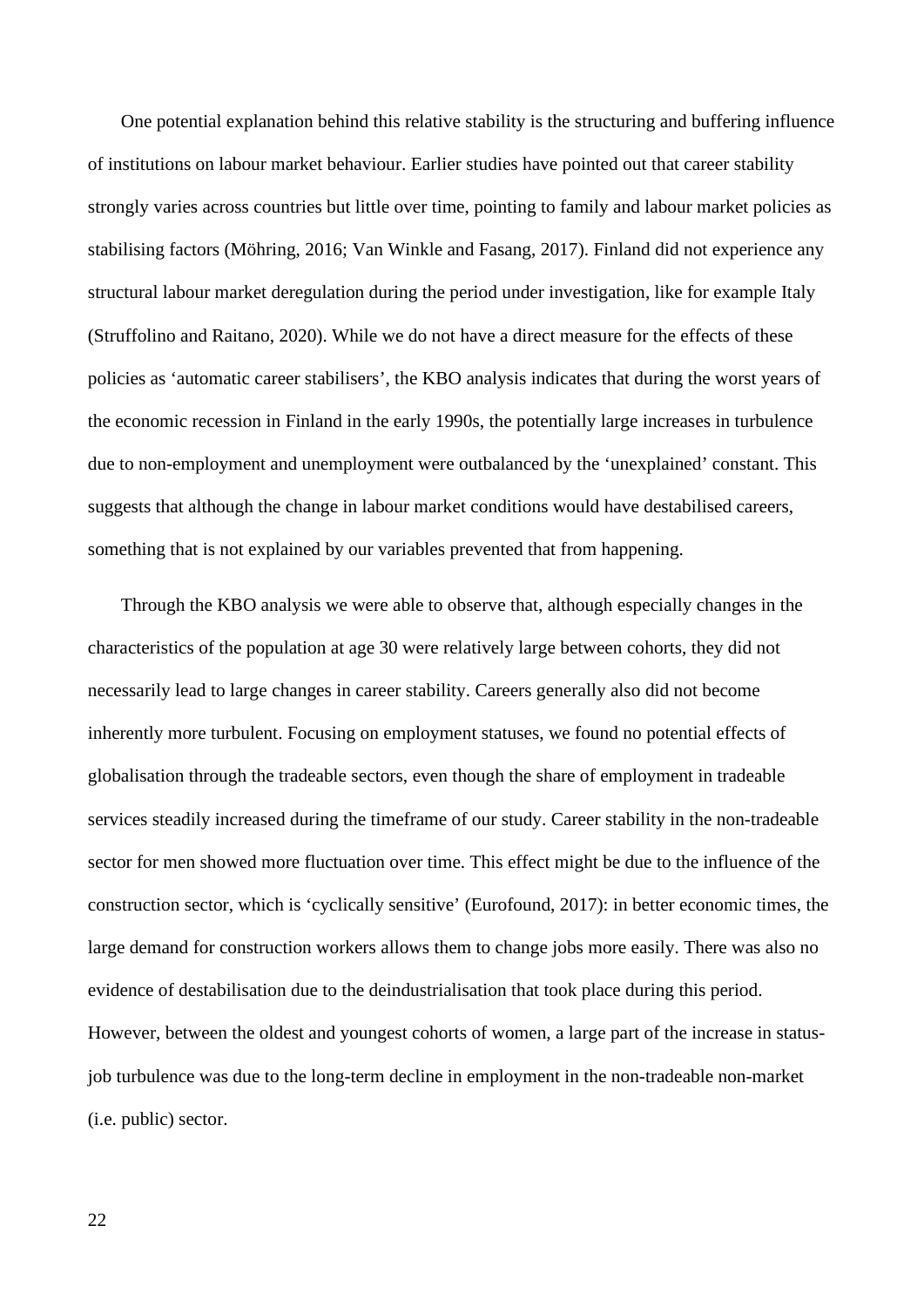One potential explanation behind this relative stability is the structuring and buffering influence of institutions on labour market behaviour. Earlier studies have pointed out that career stability strongly varies across countries but little over time, pointing to family and labour market policies as stabilising factors (Möhring, 2016; Van Winkle and Fasang, 2017). Finland did not experience any structural labour market deregulation during the period under investigation, like for example Italy (Struffolino and Raitano, 2020). While we do not have a direct measure for the effects of these policies as 'automatic career stabilisers', the KBO analysis indicates that during the worst years of the economic recession in Finland in the early 1990s, the potentially large increases in turbulence due to non-employment and unemployment were outbalanced by the 'unexplained' constant. This suggests that although the change in labour market conditions would have destabilised careers, something that is not explained by our variables prevented that from happening.

Through the KBO analysis we were able to observe that, although especially changes in the characteristics of the population at age 30 were relatively large between cohorts, they did not necessarily lead to large changes in career stability. Careers generally also did not become inherently more turbulent. Focusing on employment statuses, we found no potential effects of globalisation through the tradeable sectors, even though the share of employment in tradeable services steadily increased during the timeframe of our study. Career stability in the non-tradeable sector for men showed more fluctuation over time. This effect might be due to the influence of the construction sector, which is 'cyclically sensitive' (Eurofound, 2017): in better economic times, the large demand for construction workers allows them to change jobs more easily. There was also no evidence of destabilisation due to the deindustrialisation that took place during this period. However, between the oldest and youngest cohorts of women, a large part of the increase in status-job turbulence was due to the long-term decline in employment in the non-tradeable non-market (i.e. public) sector.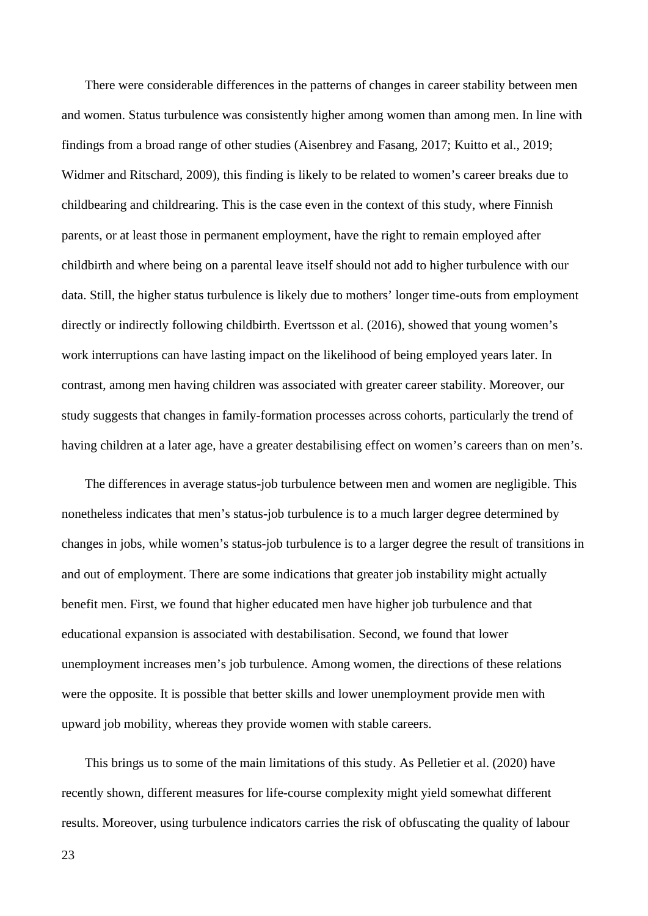There were considerable differences in the patterns of changes in career stability between men and women. Status turbulence was consistently higher among women than among men. In line with findings from a broad range of other studies (Aisenbrey and Fasang, 2017; Kuitto et al., 2019; Widmer and Ritschard, 2009), this finding is likely to be related to women's career breaks due to childbearing and childrearing. This is the case even in the context of this study, where Finnish parents, or at least those in permanent employment, have the right to remain employed after childbirth and where being on a parental leave itself should not add to higher turbulence with our data. Still, the higher status turbulence is likely due to mothers' longer time-outs from employment directly or indirectly following childbirth. Evertsson et al. (2016), showed that young women's work interruptions can have lasting impact on the likelihood of being employed years later. In contrast, among men having children was associated with greater career stability. Moreover, our study suggests that changes in family-formation processes across cohorts, particularly the trend of having children at a later age, have a greater destabilising effect on women's careers than on men's.

The differences in average status-job turbulence between men and women are negligible. This nonetheless indicates that men's status-job turbulence is to a much larger degree determined by changes in jobs, while women's status-job turbulence is to a larger degree the result of transitions in and out of employment. There are some indications that greater job instability might actually benefit men. First, we found that higher educated men have higher job turbulence and that educational expansion is associated with destabilisation. Second, we found that lower unemployment increases men's job turbulence. Among women, the directions of these relations were the opposite. It is possible that better skills and lower unemployment provide men with upward job mobility, whereas they provide women with stable careers.

This brings us to some of the main limitations of this study. As Pelletier et al. (2020) have recently shown, different measures for life-course complexity might yield somewhat different results. Moreover, using turbulence indicators carries the risk of obfuscating the quality of labour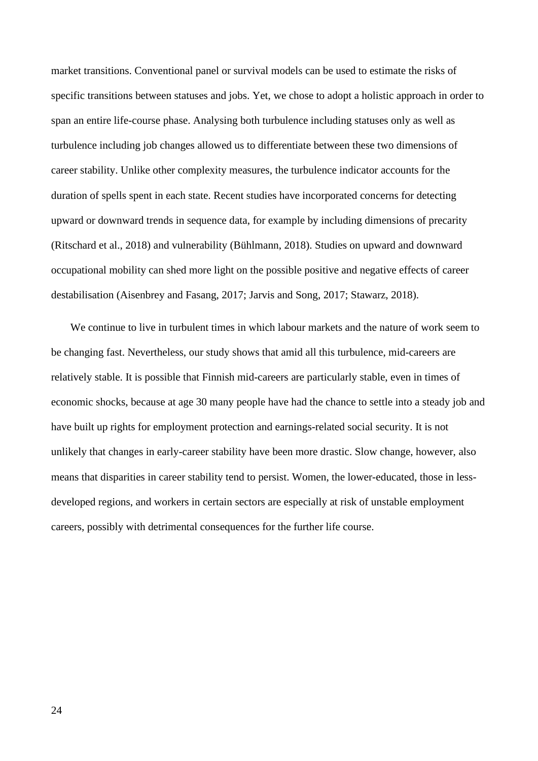market transitions. Conventional panel or survival models can be used to estimate the risks of specific transitions between statuses and jobs. Yet, we chose to adopt a holistic approach in order to span an entire life-course phase. Analysing both turbulence including statuses only as well as turbulence including job changes allowed us to differentiate between these two dimensions of career stability. Unlike other complexity measures, the turbulence indicator accounts for the duration of spells spent in each state. Recent studies have incorporated concerns for detecting upward or downward trends in sequence data, for example by including dimensions of precarity (Ritschard et al., 2018) and vulnerability (Bühlmann, 2018). Studies on upward and downward occupational mobility can shed more light on the possible positive and negative effects of career destabilisation (Aisenbrey and Fasang, 2017; Jarvis and Song, 2017; Stawarz, 2018).

We continue to live in turbulent times in which labour markets and the nature of work seem to be changing fast. Nevertheless, our study shows that amid all this turbulence, mid-careers are relatively stable. It is possible that Finnish mid-careers are particularly stable, even in times of economic shocks, because at age 30 many people have had the chance to settle into a steady job and have built up rights for employment protection and earnings-related social security. It is not unlikely that changes in early-career stability have been more drastic. Slow change, however, also means that disparities in career stability tend to persist. Women, the lower-educated, those in less-developed regions, and workers in certain sectors are especially at risk of unstable employment careers, possibly with detrimental consequences for the further life course.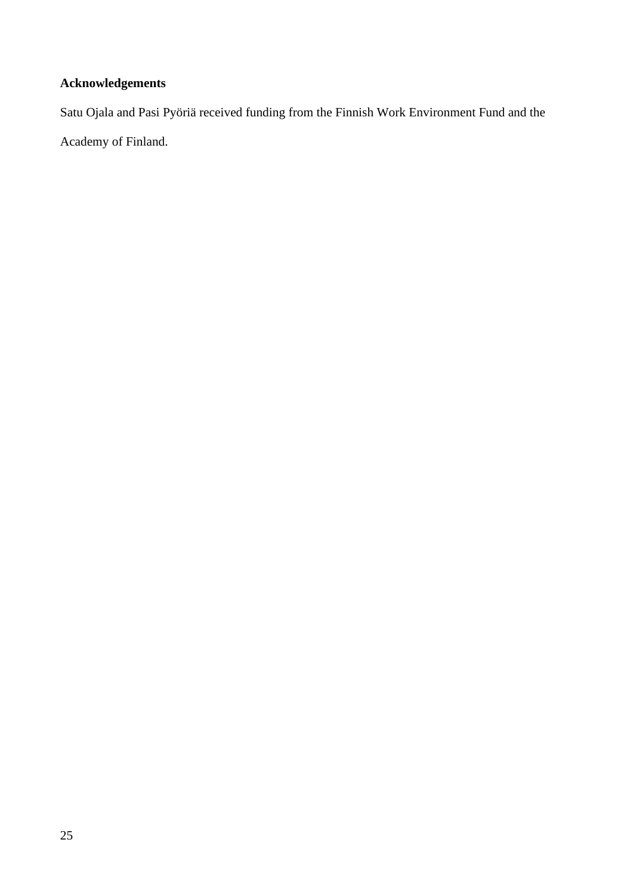**Acknowledgements**

Satu Ojala and Pasi Pyöriä received funding from the Finnish Work Environment Fund and the Academy of Finland.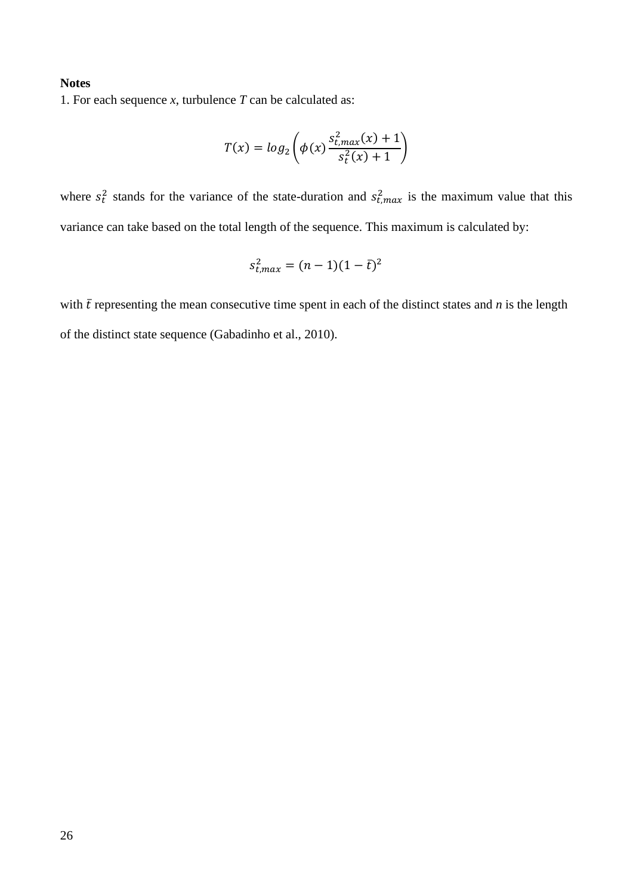**Notes**

1. For each sequence *x*, turbulence *T* can be calculated as:

$$T(x) = log_2\left(\phi(x)\,\frac{s_{t,max}^2(x) + 1}{s_t^2(x) + 1}\right)$$

where $s_t^2$ stands for the variance of the state-duration and $s_{t,max}^2$ is the maximum value that this variance can take based on the total length of the sequence. This maximum is calculated by:

$$s_{t,max}^2 = (n-1)(1-\bar{t})^2$$

with $\bar{t}$ representing the mean consecutive time spent in each of the distinct states and *n* is the length of the distinct state sequence (Gabadinho et al., 2010).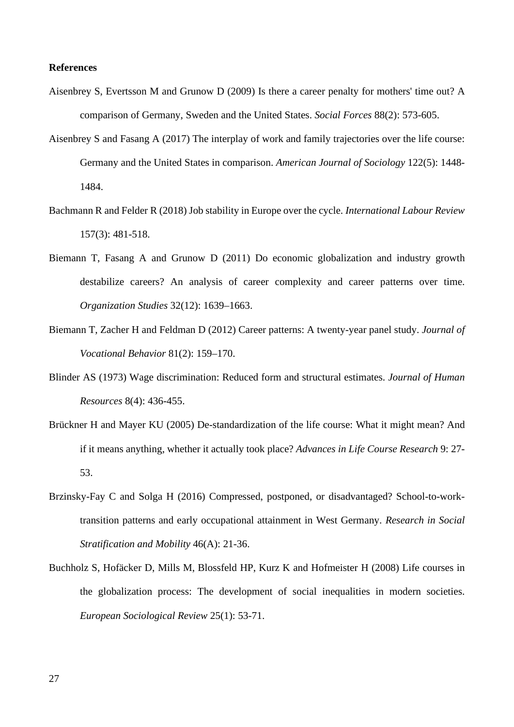**References**

Aisenbrey S, Evertsson M and Grunow D (2009) Is there a career penalty for mothers' time out? A comparison of Germany, Sweden and the United States. *Social Forces* 88(2): 573-605.

Aisenbrey S and Fasang A (2017) The interplay of work and family trajectories over the life course: Germany and the United States in comparison. *American Journal of Sociology* 122(5): 1448-1484.

Bachmann R and Felder R (2018) Job stability in Europe over the cycle. *International Labour Review* 157(3): 481-518.

Biemann T, Fasang A and Grunow D (2011) Do economic globalization and industry growth destabilize careers? An analysis of career complexity and career patterns over time. *Organization Studies* 32(12): 1639–1663.

Biemann T, Zacher H and Feldman D (2012) Career patterns: A twenty-year panel study. *Journal of Vocational Behavior* 81(2): 159–170.

Blinder AS (1973) Wage discrimination: Reduced form and structural estimates. *Journal of Human Resources* 8(4): 436-455.

Brückner H and Mayer KU (2005) De-standardization of the life course: What it might mean? And if it means anything, whether it actually took place? *Advances in Life Course Research* 9: 27-53.

Brzinsky-Fay C and Solga H (2016) Compressed, postponed, or disadvantaged? School-to-work-transition patterns and early occupational attainment in West Germany. *Research in Social Stratification and Mobility* 46(A): 21-36.

Buchholz S, Hofäcker D, Mills M, Blossfeld HP, Kurz K and Hofmeister H (2008) Life courses in the globalization process: The development of social inequalities in modern societies. *European Sociological Review* 25(1): 53-71.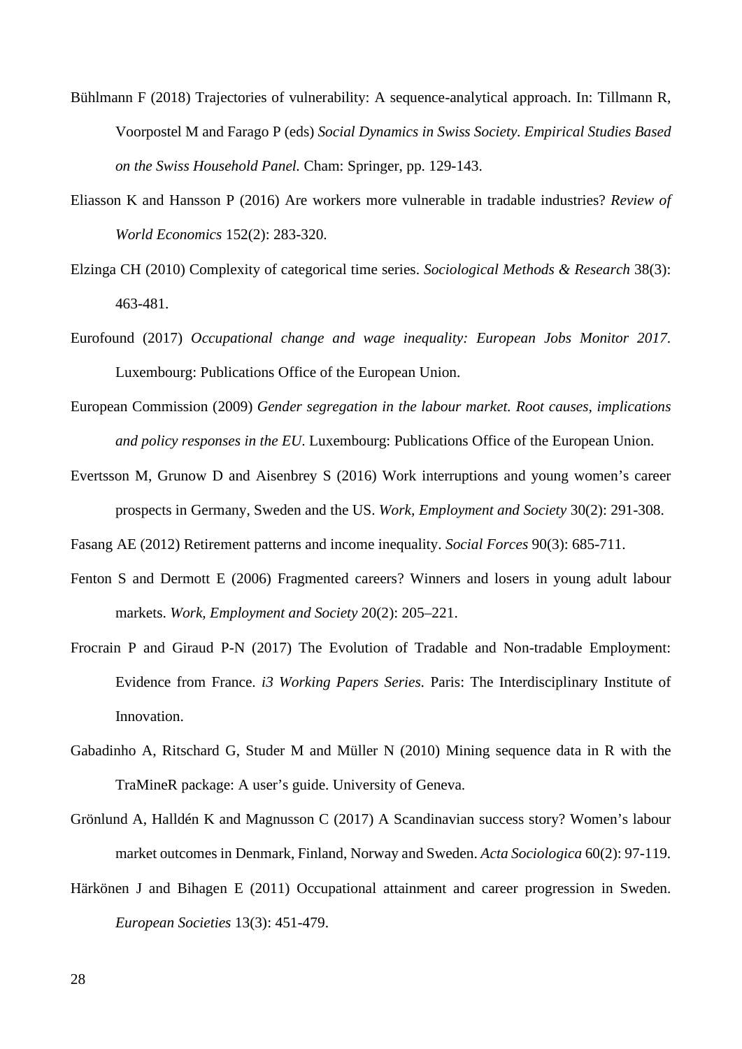Bühlmann F (2018) Trajectories of vulnerability: A sequence-analytical approach. In: Tillmann R, Voorpostel M and Farago P (eds) *Social Dynamics in Swiss Society. Empirical Studies Based on the Swiss Household Panel.* Cham: Springer, pp. 129-143.

Eliasson K and Hansson P (2016) Are workers more vulnerable in tradable industries? *Review of World Economics* 152(2): 283-320.

Elzinga CH (2010) Complexity of categorical time series. *Sociological Methods & Research* 38(3): 463-481.

Eurofound (2017) *Occupational change and wage inequality: European Jobs Monitor 2017*. Luxembourg: Publications Office of the European Union.

European Commission (2009) *Gender segregation in the labour market. Root causes, implications and policy responses in the EU*. Luxembourg: Publications Office of the European Union.

Evertsson M, Grunow D and Aisenbrey S (2016) Work interruptions and young women's career prospects in Germany, Sweden and the US. *Work, Employment and Society* 30(2): 291-308.

Fasang AE (2012) Retirement patterns and income inequality. *Social Forces* 90(3): 685-711.

Fenton S and Dermott E (2006) Fragmented careers? Winners and losers in young adult labour markets. *Work, Employment and Society* 20(2): 205–221.

Frocrain P and Giraud P-N (2017) The Evolution of Tradable and Non-tradable Employment: Evidence from France. *i3 Working Papers Series.* Paris: The Interdisciplinary Institute of Innovation.

Gabadinho A, Ritschard G, Studer M and Müller N (2010) Mining sequence data in R with the TraMineR package: A user's guide. University of Geneva.

Grönlund A, Halldén K and Magnusson C (2017) A Scandinavian success story? Women's labour market outcomes in Denmark, Finland, Norway and Sweden. *Acta Sociologica* 60(2): 97-119.

Härkönen J and Bihagen E (2011) Occupational attainment and career progression in Sweden. *European Societies* 13(3): 451-479.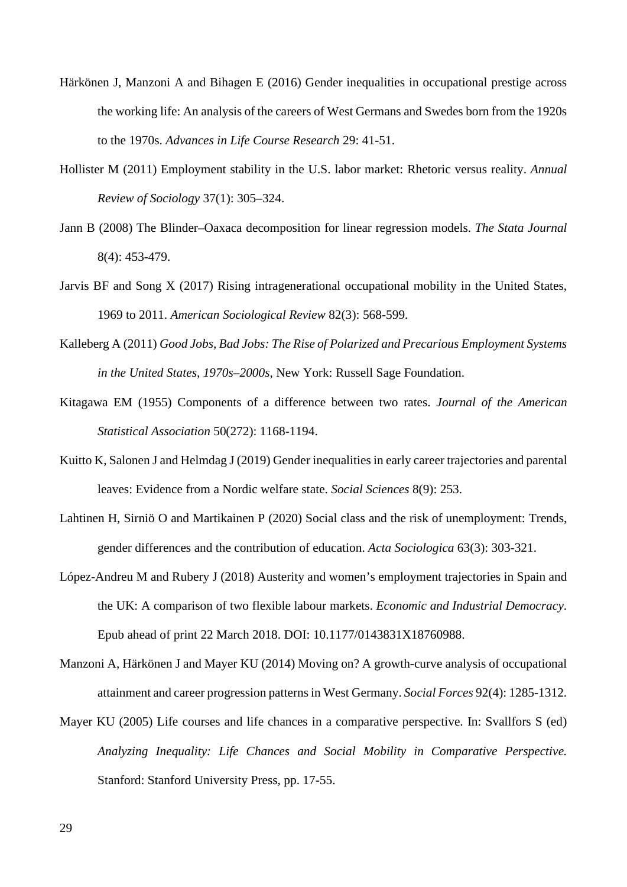Härkönen J, Manzoni A and Bihagen E (2016) Gender inequalities in occupational prestige across the working life: An analysis of the careers of West Germans and Swedes born from the 1920s to the 1970s. *Advances in Life Course Research* 29: 41-51.

Hollister M (2011) Employment stability in the U.S. labor market: Rhetoric versus reality. *Annual Review of Sociology* 37(1): 305–324.

Jann B (2008) The Blinder–Oaxaca decomposition for linear regression models. *The Stata Journal* 8(4): 453-479.

Jarvis BF and Song X (2017) Rising intragenerational occupational mobility in the United States, 1969 to 2011. *American Sociological Review* 82(3): 568-599.

Kalleberg A (2011) *Good Jobs, Bad Jobs: The Rise of Polarized and Precarious Employment Systems in the United States, 1970s–2000s*, New York: Russell Sage Foundation.

Kitagawa EM (1955) Components of a difference between two rates. *Journal of the American Statistical Association* 50(272): 1168-1194.

Kuitto K, Salonen J and Helmdag J (2019) Gender inequalities in early career trajectories and parental leaves: Evidence from a Nordic welfare state. *Social Sciences* 8(9): 253.

Lahtinen H, Sirniö O and Martikainen P (2020) Social class and the risk of unemployment: Trends, gender differences and the contribution of education. *Acta Sociologica* 63(3): 303-321.

López-Andreu M and Rubery J (2018) Austerity and women's employment trajectories in Spain and the UK: A comparison of two flexible labour markets. *Economic and Industrial Democracy*. Epub ahead of print 22 March 2018. DOI: 10.1177/0143831X18760988.

Manzoni A, Härkönen J and Mayer KU (2014) Moving on? A growth-curve analysis of occupational attainment and career progression patterns in West Germany. *Social Forces* 92(4): 1285-1312.

Mayer KU (2005) Life courses and life chances in a comparative perspective. In: Svallfors S (ed) *Analyzing Inequality: Life Chances and Social Mobility in Comparative Perspective.* Stanford: Stanford University Press, pp. 17-55.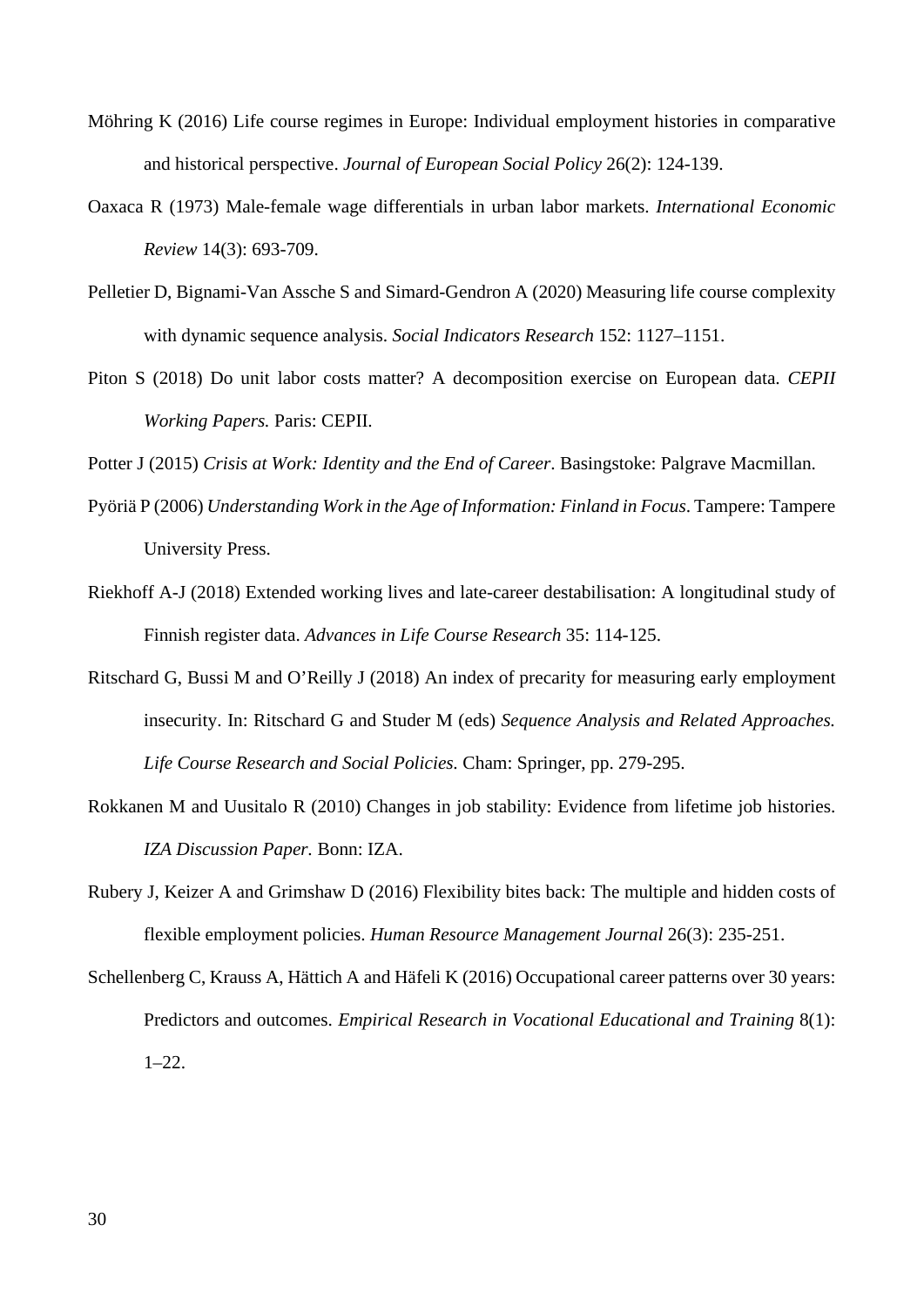Möhring K (2016) Life course regimes in Europe: Individual employment histories in comparative and historical perspective. *Journal of European Social Policy* 26(2): 124-139.

Oaxaca R (1973) Male-female wage differentials in urban labor markets. *International Economic Review* 14(3): 693-709.

Pelletier D, Bignami-Van Assche S and Simard-Gendron A (2020) Measuring life course complexity with dynamic sequence analysis. *Social Indicators Research* 152: 1127–1151.

Piton S (2018) Do unit labor costs matter? A decomposition exercise on European data. *CEPII Working Papers.* Paris: CEPII.

Potter J (2015) *Crisis at Work: Identity and the End of Career*. Basingstoke: Palgrave Macmillan.

Pyöriä P (2006) *Understanding Work in the Age of Information: Finland in Focus*. Tampere: Tampere University Press.

Riekhoff A-J (2018) Extended working lives and late-career destabilisation: A longitudinal study of Finnish register data. *Advances in Life Course Research* 35: 114-125.

Ritschard G, Bussi M and O'Reilly J (2018) An index of precarity for measuring early employment insecurity. In: Ritschard G and Studer M (eds) *Sequence Analysis and Related Approaches. Life Course Research and Social Policies.* Cham: Springer, pp. 279-295.

Rokkanen M and Uusitalo R (2010) Changes in job stability: Evidence from lifetime job histories. *IZA Discussion Paper.* Bonn: IZA.

Rubery J, Keizer A and Grimshaw D (2016) Flexibility bites back: The multiple and hidden costs of flexible employment policies. *Human Resource Management Journal* 26(3): 235-251.

Schellenberg C, Krauss A, Hättich A and Häfeli K (2016) Occupational career patterns over 30 years: Predictors and outcomes. *Empirical Research in Vocational Educational and Training* 8(1): 1–22.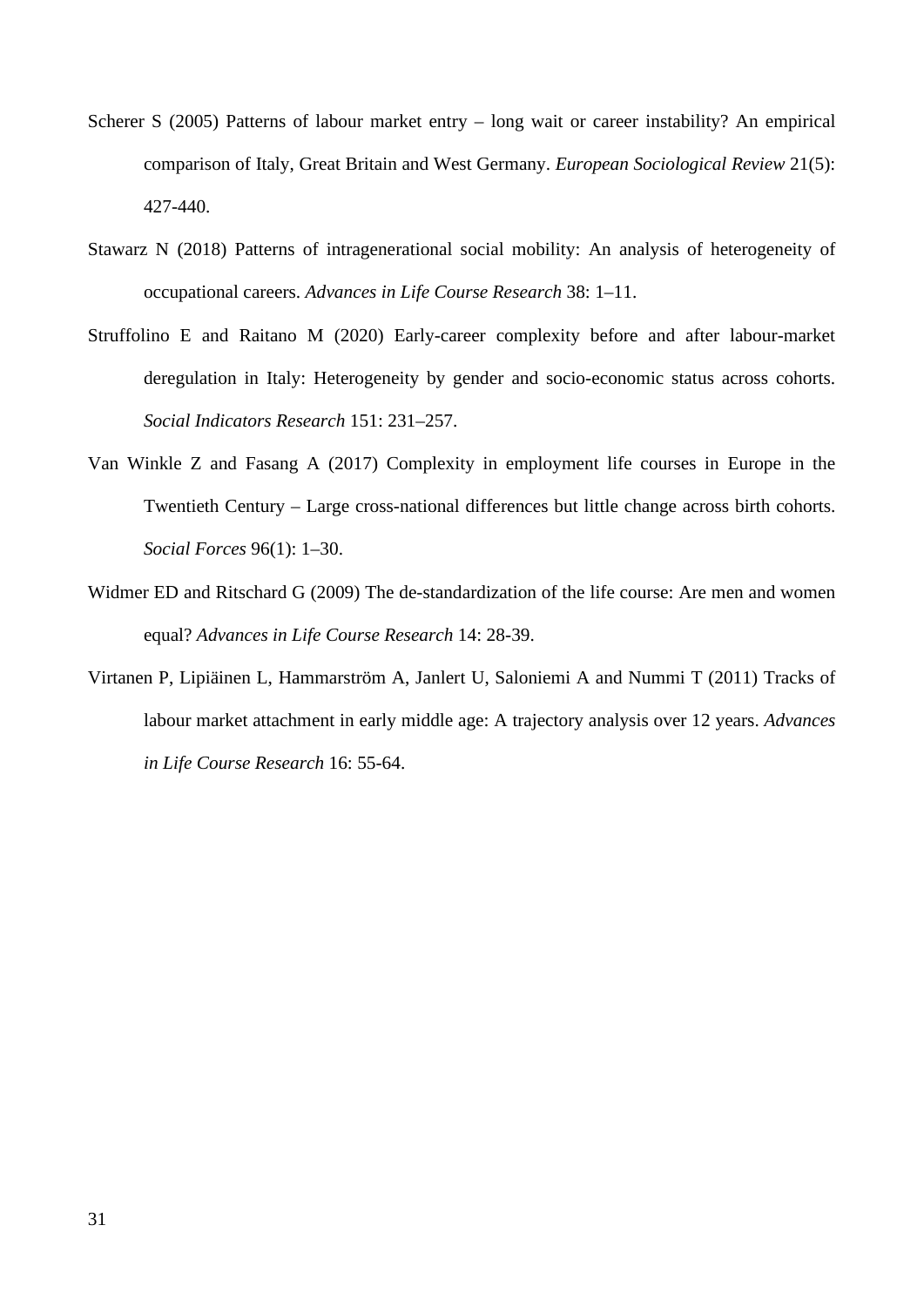Scherer S (2005) Patterns of labour market entry – long wait or career instability? An empirical comparison of Italy, Great Britain and West Germany. *European Sociological Review* 21(5): 427-440.

Stawarz N (2018) Patterns of intragenerational social mobility: An analysis of heterogeneity of occupational careers. *Advances in Life Course Research* 38: 1–11.

Struffolino E and Raitano M (2020) Early-career complexity before and after labour-market deregulation in Italy: Heterogeneity by gender and socio-economic status across cohorts. *Social Indicators Research* 151: 231–257.

Van Winkle Z and Fasang A (2017) Complexity in employment life courses in Europe in the Twentieth Century – Large cross-national differences but little change across birth cohorts. *Social Forces* 96(1): 1–30.

Widmer ED and Ritschard G (2009) The de-standardization of the life course: Are men and women equal? *Advances in Life Course Research* 14: 28-39.

Virtanen P, Lipiäinen L, Hammarström A, Janlert U, Saloniemi A and Nummi T (2011) Tracks of labour market attachment in early middle age: A trajectory analysis over 12 years. *Advances in Life Course Research* 16: 55-64.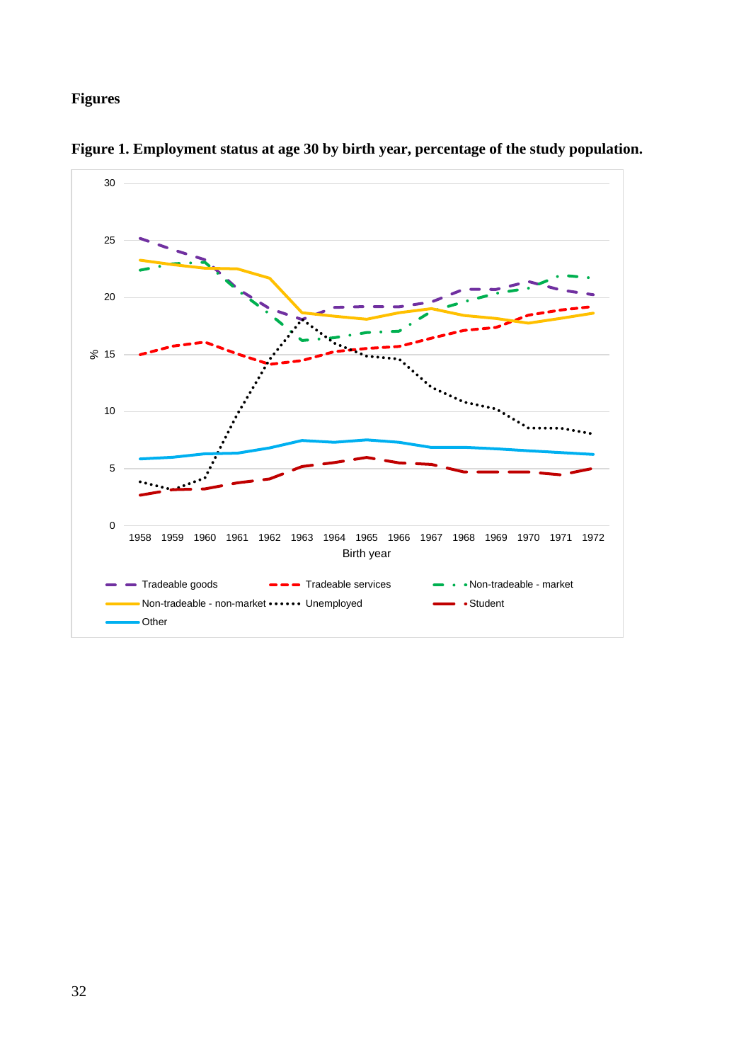# Figures

**Figure 1. Employment status at age 30 by birth year, percentage of the study population.**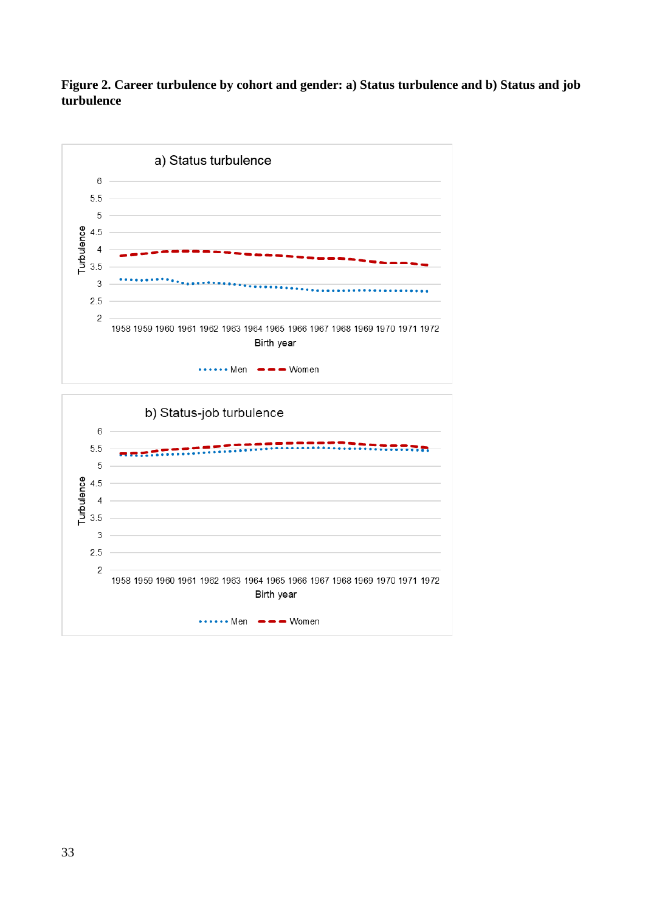**Figure 2. Career turbulence by cohort and gender: a) Status turbulence and b) Status and job turbulence**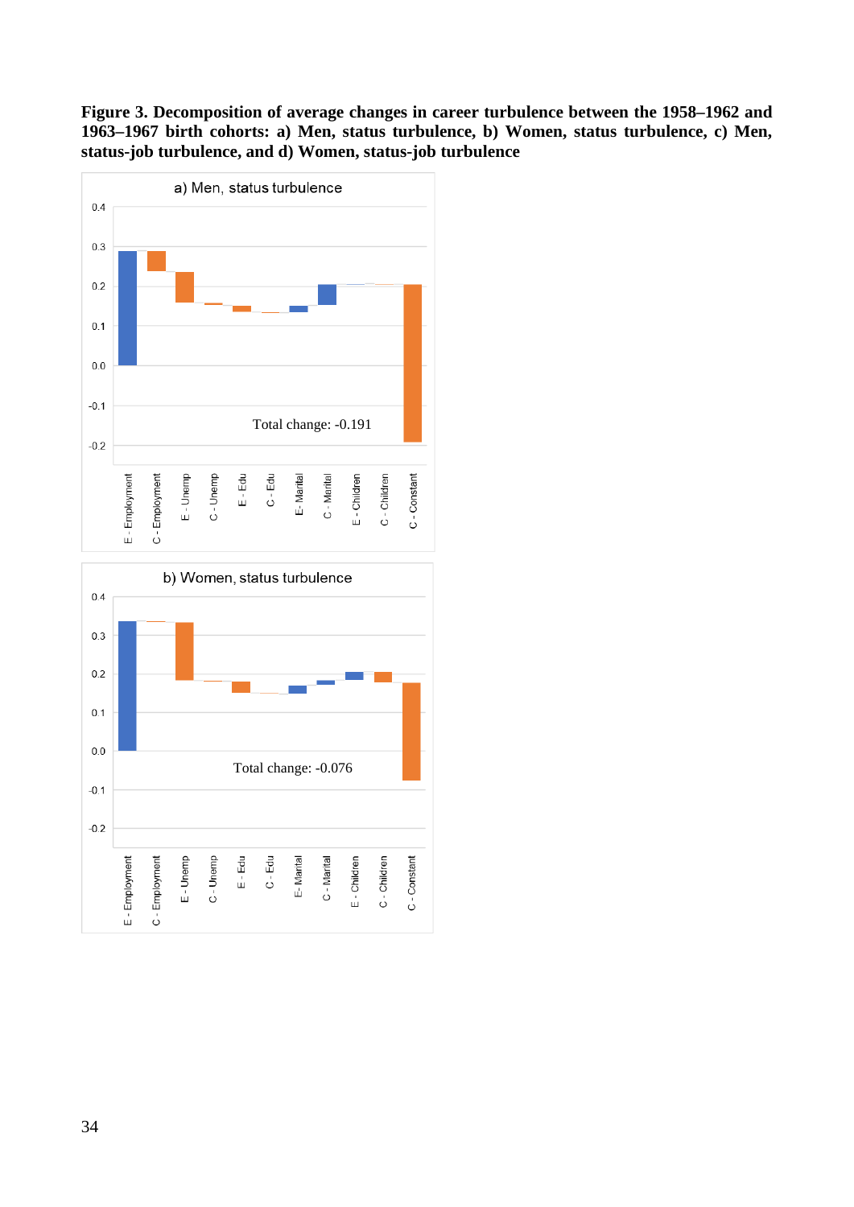**Figure 3. Decomposition of average changes in career turbulence between the 1958–1962 and 1963–1967 birth cohorts: a) Men, status turbulence, b) Women, status turbulence, c) Men, status-job turbulence, and d) Women, status-job turbulence**

a) Men, status turbulence

Total change: -0.191

b) Women, status turbulence

Total change: -0.076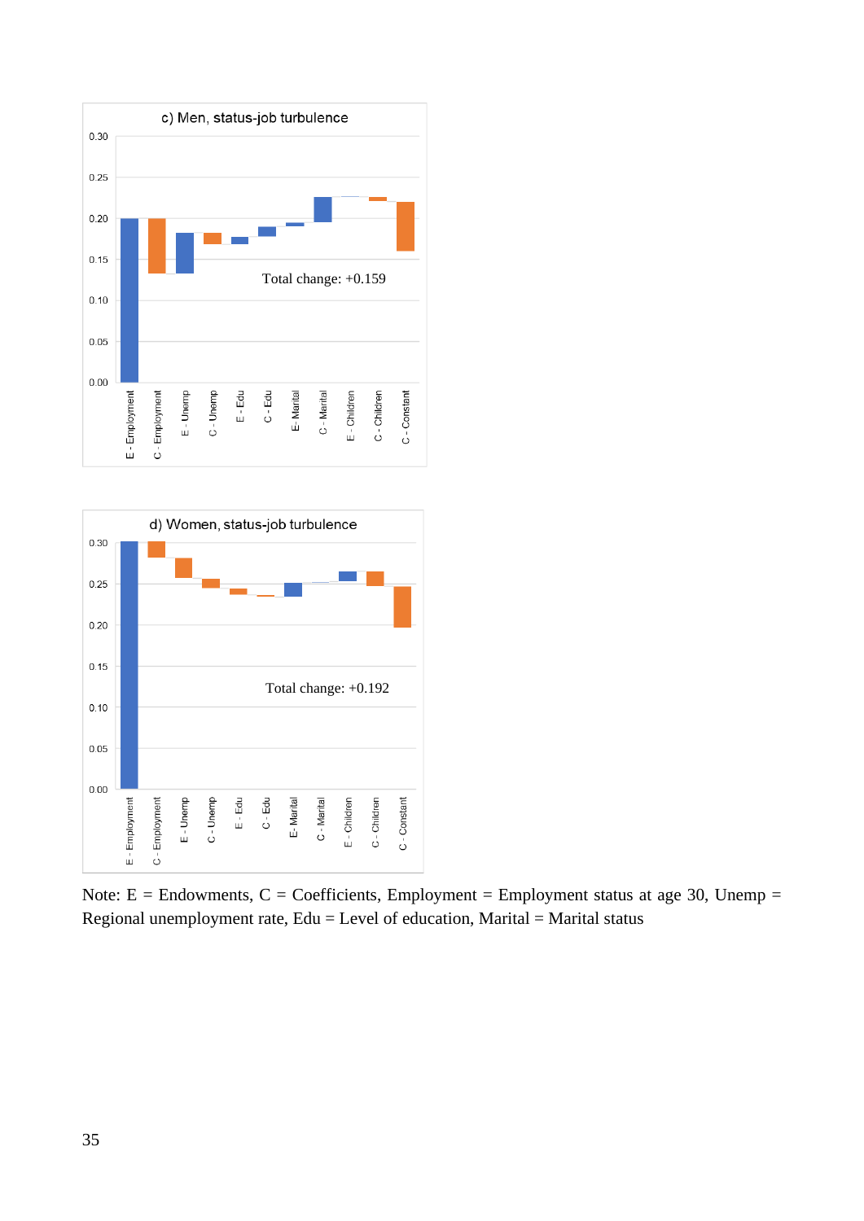c) Men, status-job turbulence

Total change: +0.159

d) Women, status-job turbulence

Total change: +0.192

Note: E = Endowments, C = Coefficients, Employment = Employment status at age 30, Unemp = Regional unemployment rate, Edu = Level of education, Marital = Marital status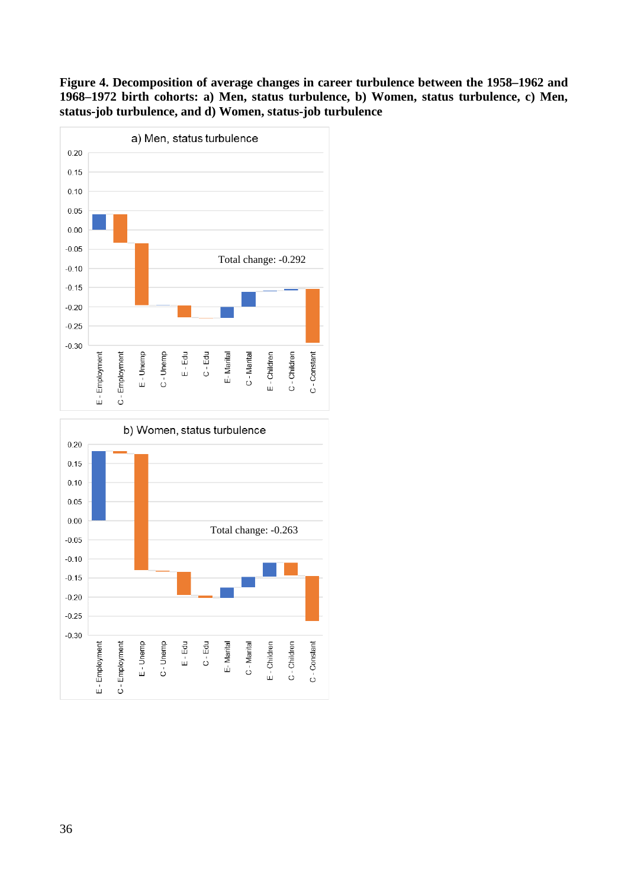**Figure 4. Decomposition of average changes in career turbulence between the 1958–1962 and 1968–1972 birth cohorts: a) Men, status turbulence, b) Women, status turbulence, c) Men, status-job turbulence, and d) Women, status-job turbulence**

a) Men, status turbulence

Total change: -0.292

b) Women, status turbulence

Total change: -0.263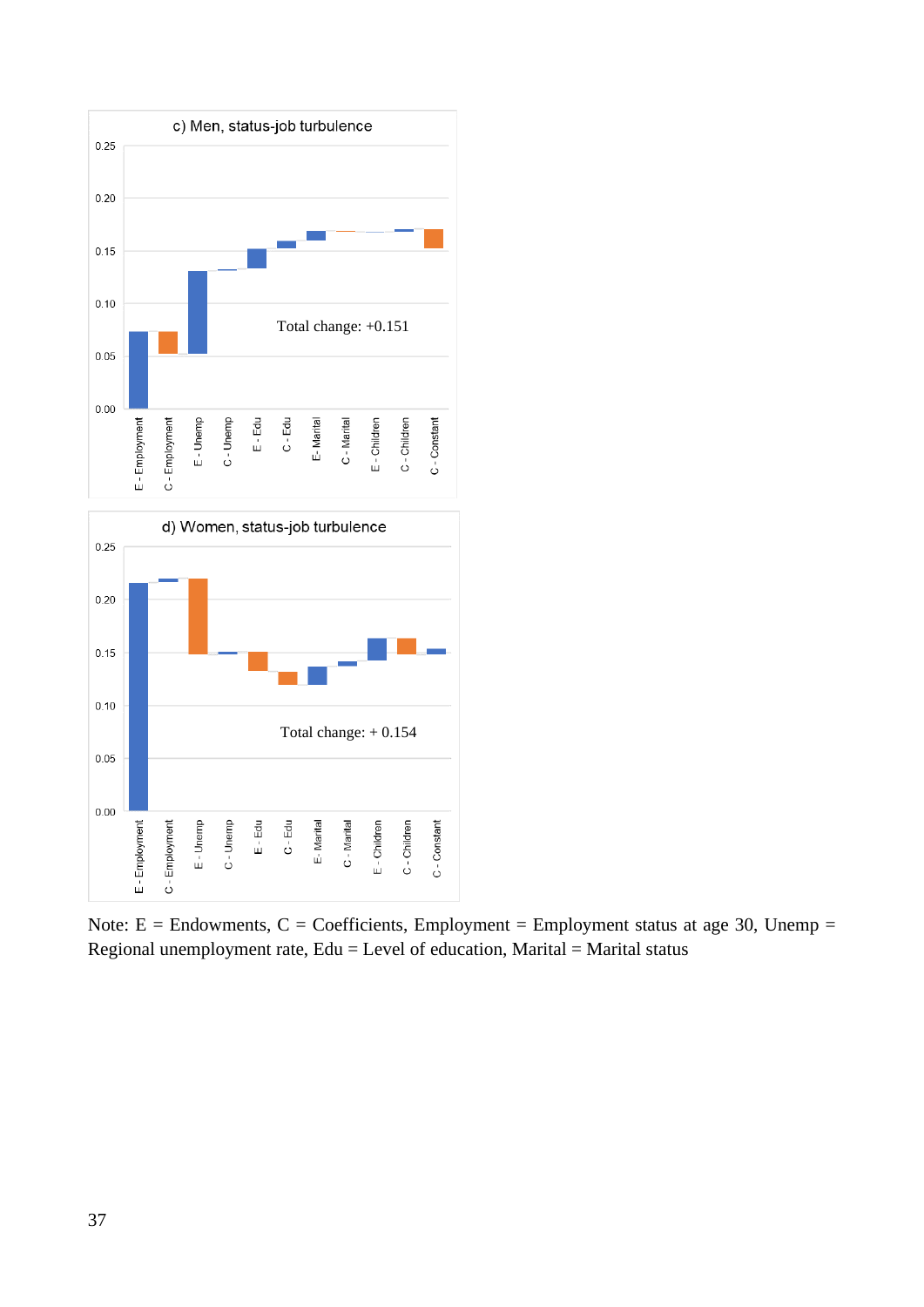c) Men, status-job turbulence

Total change: +0.151

d) Women, status-job turbulence

Total change: + 0.154

Note: E = Endowments, C = Coefficients, Employment = Employment status at age 30, Unemp = Regional unemployment rate, Edu = Level of education, Marital = Marital status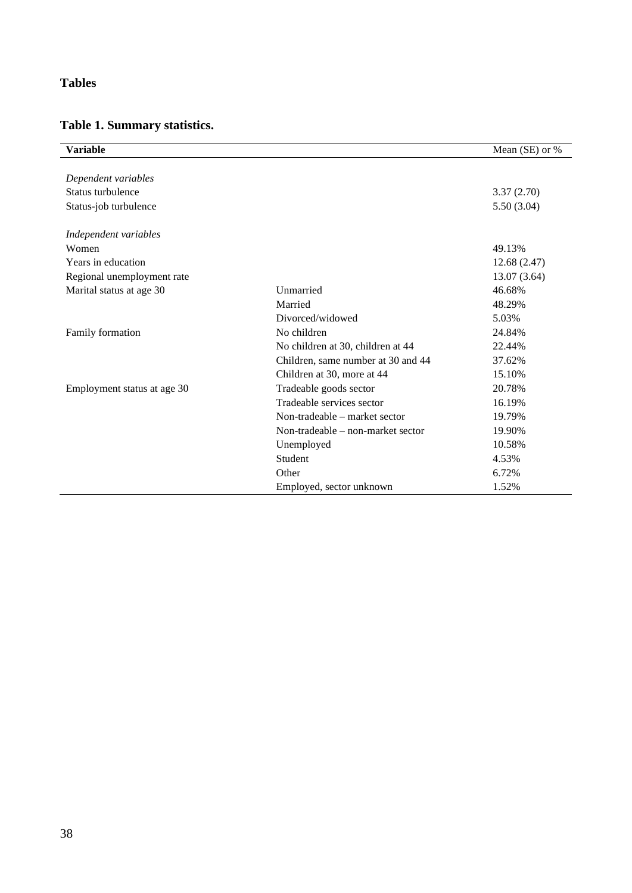## Tables

### Table 1. Summary statistics.

| Variable | | Mean (SE) or % |
|---|---|---|
| *Dependent variables* | | |
| Status turbulence | | 3.37 (2.70) |
| Status-job turbulence | | 5.50 (3.04) |
| *Independent variables* | | |
| Women | | 49.13% |
| Years in education | | 12.68 (2.47) |
| Regional unemployment rate | | 13.07 (3.64) |
| Marital status at age 30 | Unmarried | 46.68% |
| | Married | 48.29% |
| | Divorced/widowed | 5.03% |
| Family formation | No children | 24.84% |
| | No children at 30, children at 44 | 22.44% |
| | Children, same number at 30 and 44 | 37.62% |
| | Children at 30, more at 44 | 15.10% |
| Employment status at age 30 | Tradeable goods sector | 20.78% |
| | Tradeable services sector | 16.19% |
| | Non-tradeable – market sector | 19.79% |
| | Non-tradeable – non-market sector | 19.90% |
| | Unemployed | 10.58% |
| | Student | 4.53% |
| | Other | 6.72% |
| | Employed, sector unknown | 1.52% |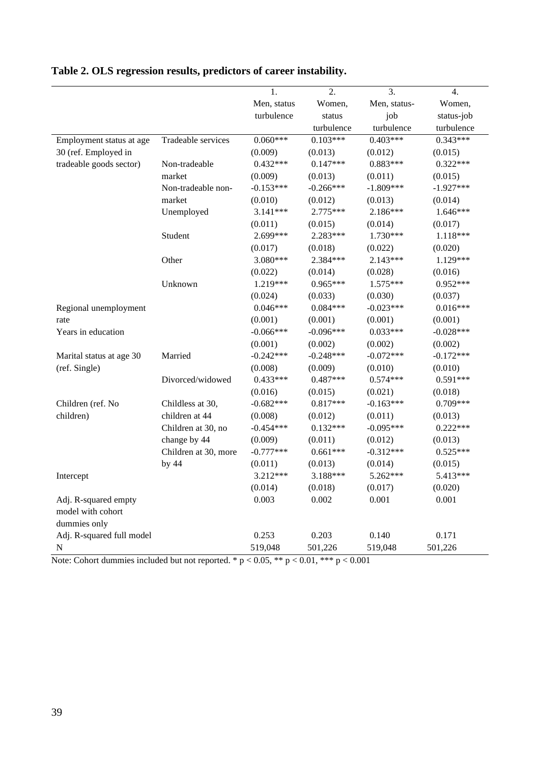**Table 2. OLS regression results, predictors of career instability.**

| | | 1. Men, status turbulence | 2. Women, status turbulence | 3. Men, status-job turbulence | 4. Women, status-job turbulence |
|---|---|---|---|---|---|
| Employment status at age 30 (ref. Employed in tradeable goods sector) | Tradeable services | 0.060*** | 0.103*** | 0.403*** | 0.343*** |
| | | (0.009) | (0.013) | (0.012) | (0.015) |
| | Non-tradeable market | 0.432*** | 0.147*** | 0.883*** | 0.322*** |
| | | (0.009) | (0.013) | (0.011) | (0.015) |
| | Non-tradeable non-market | -0.153*** | -0.266*** | -1.809*** | -1.927*** |
| | | (0.010) | (0.012) | (0.013) | (0.014) |
| | Unemployed | 3.141*** | 2.775*** | 2.186*** | 1.646*** |
| | | (0.011) | (0.015) | (0.014) | (0.017) |
| | Student | 2.699*** | 2.283*** | 1.730*** | 1.118*** |
| | | (0.017) | (0.018) | (0.022) | (0.020) |
| | Other | 3.080*** | 2.384*** | 2.143*** | 1.129*** |
| | | (0.022) | (0.014) | (0.028) | (0.016) |
| | Unknown | 1.219*** | 0.965*** | 1.575*** | 0.952*** |
| | | (0.024) | (0.033) | (0.030) | (0.037) |
| Regional unemployment rate | | 0.046*** | 0.084*** | -0.023*** | 0.016*** |
| | | (0.001) | (0.001) | (0.001) | (0.001) |
| Years in education | | -0.066*** | -0.096*** | 0.033*** | -0.028*** |
| | | (0.001) | (0.002) | (0.002) | (0.002) |
| Marital status at age 30 (ref. Single) | Married | -0.242*** | -0.248*** | -0.072*** | -0.172*** |
| | | (0.008) | (0.009) | (0.010) | (0.010) |
| | Divorced/widowed | 0.433*** | 0.487*** | 0.574*** | 0.591*** |
| | | (0.016) | (0.015) | (0.021) | (0.018) |
| Children (ref. No children) | Childless at 30, children at 44 | -0.682*** | 0.817*** | -0.163*** | 0.709*** |
| | | (0.008) | (0.012) | (0.011) | (0.013) |
| | Children at 30, no change by 44 | -0.454*** | 0.132*** | -0.095*** | 0.222*** |
| | | (0.009) | (0.011) | (0.012) | (0.013) |
| | Children at 30, more by 44 | -0.777*** | 0.661*** | -0.312*** | 0.525*** |
| | | (0.011) | (0.013) | (0.014) | (0.015) |
| Intercept | | 3.212*** | 3.188*** | 5.262*** | 5.413*** |
| | | (0.014) | (0.018) | (0.017) | (0.020) |
| Adj. R-squared empty model with cohort dummies only | | 0.003 | 0.002 | 0.001 | 0.001 |
| Adj. R-squared full model | | 0.253 | 0.203 | 0.140 | 0.171 |
| N | | 519,048 | 501,226 | 519,048 | 501,226 |

Note: Cohort dummies included but not reported. * $p < 0.05$, ** $p < 0.01$, *** $p < 0.001$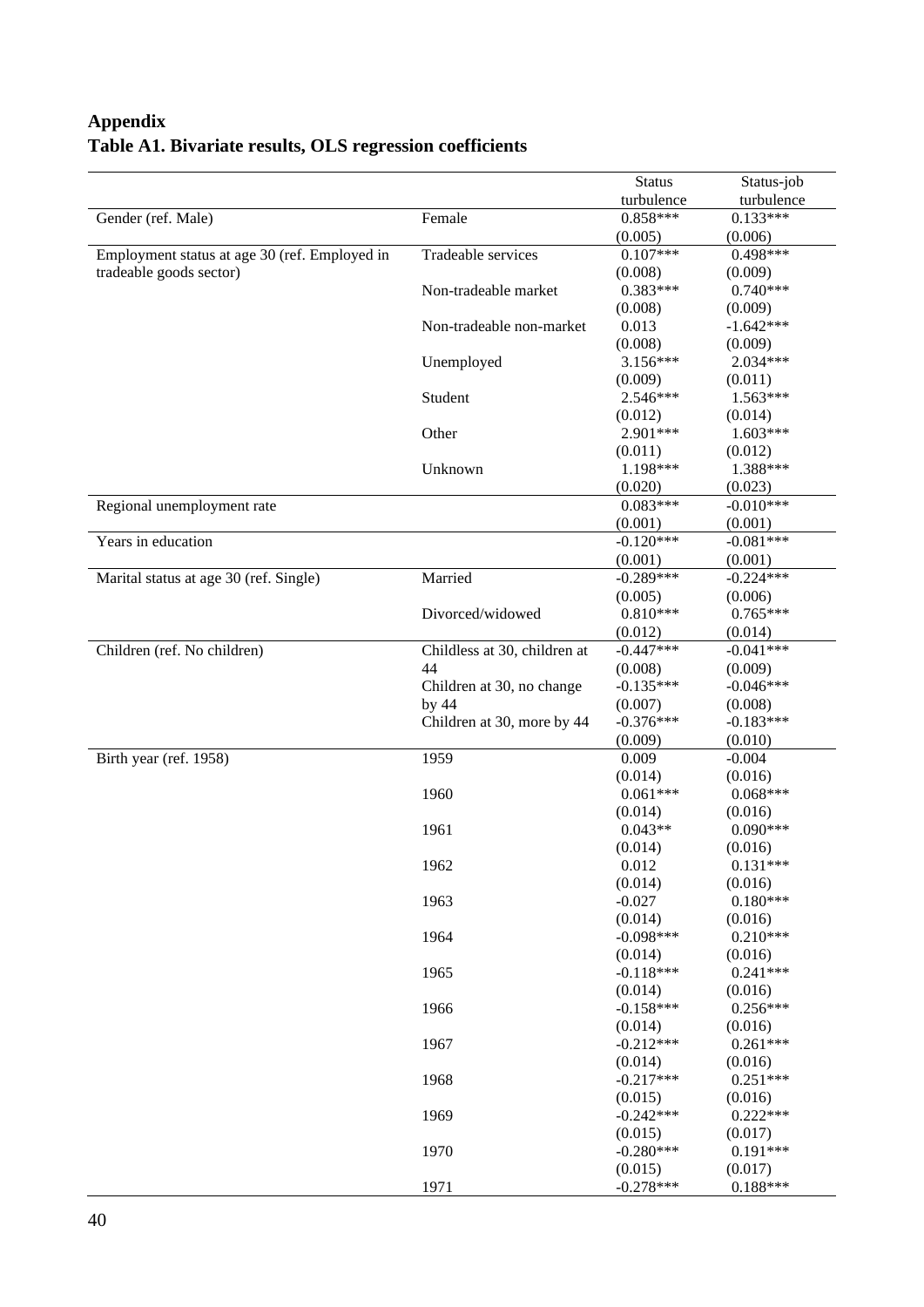## Appendix

### Table A1. Bivariate results, OLS regression coefficients

| | | Status turbulence | Status-job turbulence |
|---|---|---|---|
| Gender (ref. Male) | Female | 0.858*** | 0.133*** |
| | | (0.005) | (0.006) |
| Employment status at age 30 (ref. Employed in tradeable goods sector) | Tradeable services | 0.107*** | 0.498*** |
| | | (0.008) | (0.009) |
| | Non-tradeable market | 0.383*** | 0.740*** |
| | | (0.008) | (0.009) |
| | Non-tradeable non-market | 0.013 | -1.642*** |
| | | (0.008) | (0.009) |
| | Unemployed | 3.156*** | 2.034*** |
| | | (0.009) | (0.011) |
| | Student | 2.546*** | 1.563*** |
| | | (0.012) | (0.014) |
| | Other | 2.901*** | 1.603*** |
| | | (0.011) | (0.012) |
| | Unknown | 1.198*** | 1.388*** |
| | | (0.020) | (0.023) |
| Regional unemployment rate | | 0.083*** | -0.010*** |
| | | (0.001) | (0.001) |
| Years in education | | -0.120*** | -0.081*** |
| | | (0.001) | (0.001) |
| Marital status at age 30 (ref. Single) | Married | -0.289*** | -0.224*** |
| | | (0.005) | (0.006) |
| | Divorced/widowed | 0.810*** | 0.765*** |
| | | (0.012) | (0.014) |
| Children (ref. No children) | Childless at 30, children at 44 | -0.447*** | -0.041*** |
| | | (0.008) | (0.009) |
| | Children at 30, no change by 44 | -0.135*** | -0.046*** |
| | | (0.007) | (0.008) |
| | Children at 30, more by 44 | -0.376*** | -0.183*** |
| | | (0.009) | (0.010) |
| Birth year (ref. 1958) | 1959 | 0.009 | -0.004 |
| | | (0.014) | (0.016) |
| | 1960 | 0.061*** | 0.068*** |
| | | (0.014) | (0.016) |
| | 1961 | 0.043** | 0.090*** |
| | | (0.014) | (0.016) |
| | 1962 | 0.012 | 0.131*** |
| | | (0.014) | (0.016) |
| | 1963 | -0.027 | 0.180*** |
| | | (0.014) | (0.016) |
| | 1964 | -0.098*** | 0.210*** |
| | | (0.014) | (0.016) |
| | 1965 | -0.118*** | 0.241*** |
| | | (0.014) | (0.016) |
| | 1966 | -0.158*** | 0.256*** |
| | | (0.014) | (0.016) |
| | 1967 | -0.212*** | 0.261*** |
| | | (0.014) | (0.016) |
| | 1968 | -0.217*** | 0.251*** |
| | | (0.015) | (0.016) |
| | 1969 | -0.242*** | 0.222*** |
| | | (0.015) | (0.017) |
| | 1970 | -0.280*** | 0.191*** |
| | | (0.015) | (0.017) |
| | 1971 | -0.278*** | 0.188*** |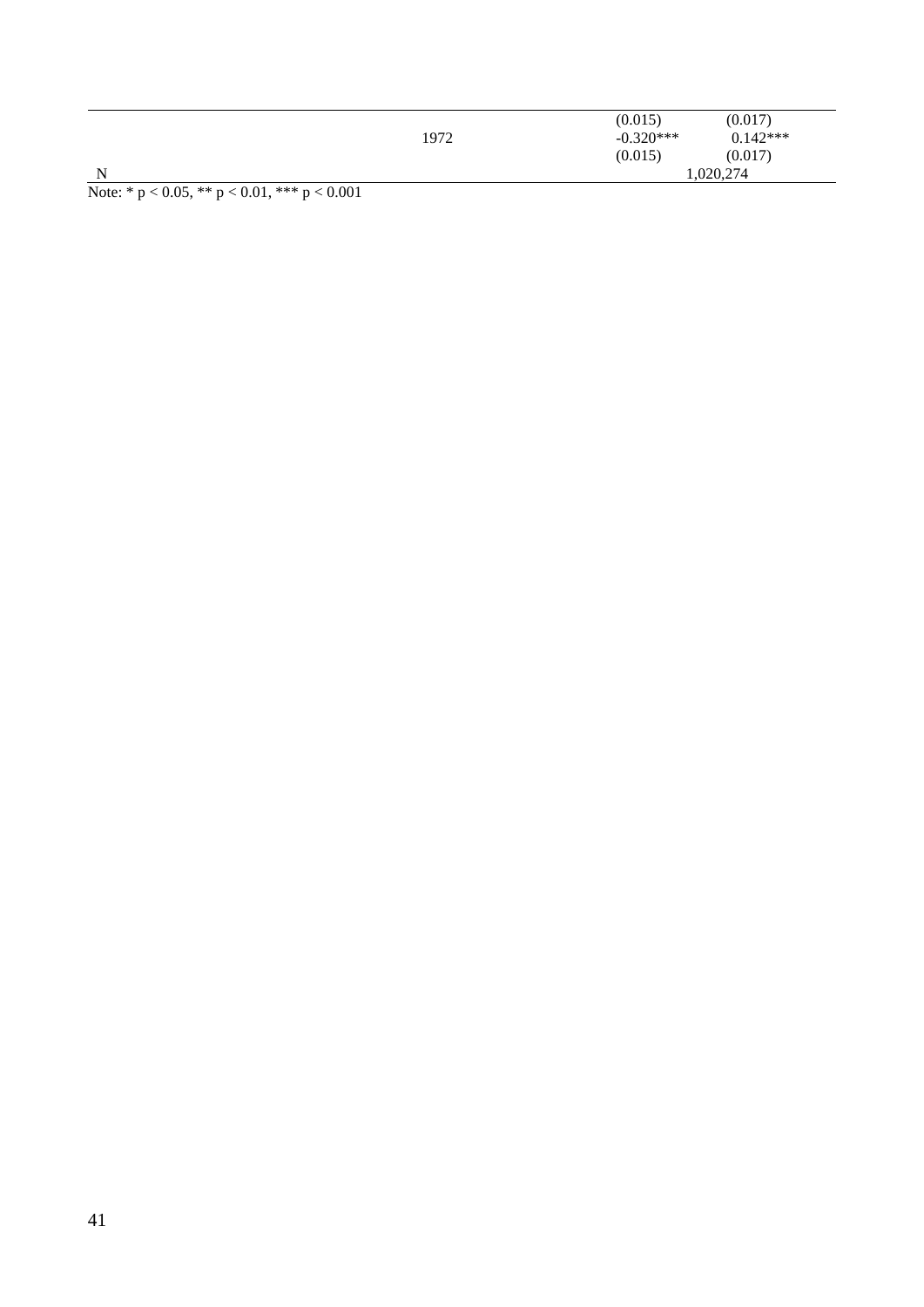| | | | |
|---|---|---|---|
| | | (0.015) | (0.017) |
| | 1972 | -0.320*** | 0.142*** |
| | | (0.015) | (0.017) |
| N | | 1,020,274 | |

Note: * p < 0.05, ** p < 0.01, *** p < 0.001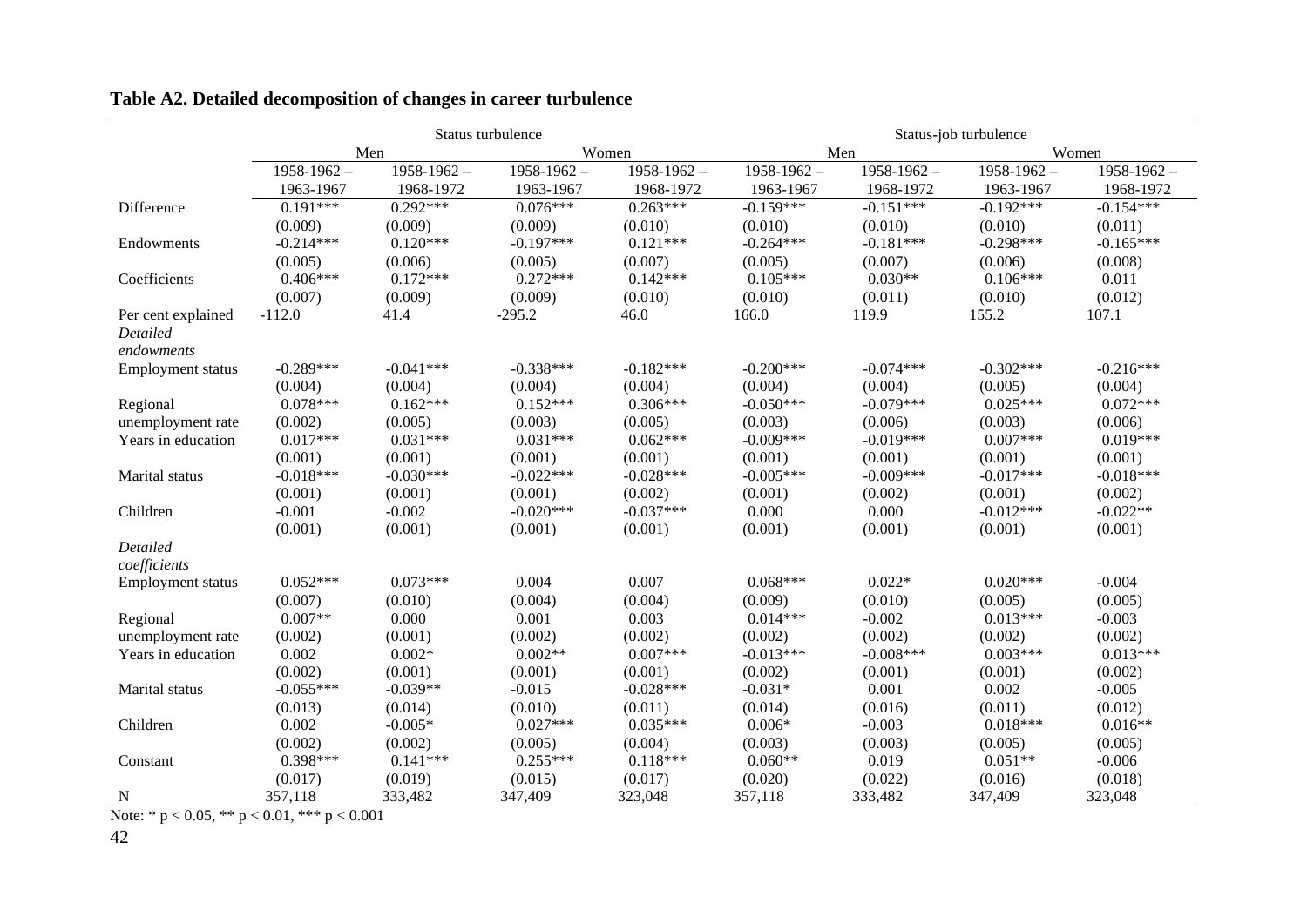**Table A2. Detailed decomposition of changes in career turbulence**

| | Status turbulence | | | | Status-job turbulence | | | |
|---|---|---|---|---|---|---|---|---|
| | Men | | Women | | Men | | Women | |
| | 1958-1962 – 1963-1967 | 1958-1962 – 1968-1972 | 1958-1962 – 1963-1967 | 1958-1962 – 1968-1972 | 1958-1962 – 1963-1967 | 1958-1962 – 1968-1972 | 1958-1962 – 1963-1967 | 1958-1962 – 1968-1972 |
| Difference | 0.191*** | 0.292*** | 0.076*** | 0.263*** | -0.159*** | -0.151*** | -0.192*** | -0.154*** |
| | (0.009) | (0.009) | (0.009) | (0.010) | (0.010) | (0.010) | (0.010) | (0.011) |
| Endowments | -0.214*** | 0.120*** | -0.197*** | 0.121*** | -0.264*** | -0.181*** | -0.298*** | -0.165*** |
| | (0.005) | (0.006) | (0.005) | (0.007) | (0.005) | (0.007) | (0.006) | (0.008) |
| Coefficients | 0.406*** | 0.172*** | 0.272*** | 0.142*** | 0.105*** | 0.030** | 0.106*** | 0.011 |
| | (0.007) | (0.009) | (0.009) | (0.010) | (0.010) | (0.011) | (0.010) | (0.012) |
| Per cent explained | -112.0 | 41.4 | -295.2 | 46.0 | 166.0 | 119.9 | 155.2 | 107.1 |
| *Detailed endowments* | | | | | | | | |
| Employment status | -0.289*** | -0.041*** | -0.338*** | -0.182*** | -0.200*** | -0.074*** | -0.302*** | -0.216*** |
| | (0.004) | (0.004) | (0.004) | (0.004) | (0.004) | (0.004) | (0.005) | (0.004) |
| Regional unemployment rate | 0.078*** | 0.162*** | 0.152*** | 0.306*** | -0.050*** | -0.079*** | 0.025*** | 0.072*** |
| | (0.002) | (0.005) | (0.003) | (0.005) | (0.003) | (0.006) | (0.003) | (0.006) |
| Years in education | 0.017*** | 0.031*** | 0.031*** | 0.062*** | -0.009*** | -0.019*** | 0.007*** | 0.019*** |
| | (0.001) | (0.001) | (0.001) | (0.001) | (0.001) | (0.001) | (0.001) | (0.001) |
| Marital status | -0.018*** | -0.030*** | -0.022*** | -0.028*** | -0.005*** | -0.009*** | -0.017*** | -0.018*** |
| | (0.001) | (0.001) | (0.001) | (0.002) | (0.001) | (0.002) | (0.001) | (0.002) |
| Children | -0.001 | -0.002 | -0.020*** | -0.037*** | 0.000 | 0.000 | -0.012*** | -0.022** |
| | (0.001) | (0.001) | (0.001) | (0.001) | (0.001) | (0.001) | (0.001) | (0.001) |
| *Detailed coefficients* | | | | | | | | |
| Employment status | 0.052*** | 0.073*** | 0.004 | 0.007 | 0.068*** | 0.022* | 0.020*** | -0.004 |
| | (0.007) | (0.010) | (0.004) | (0.004) | (0.009) | (0.010) | (0.005) | (0.005) |
| Regional unemployment rate | 0.007** | 0.000 | 0.001 | 0.003 | 0.014*** | -0.002 | 0.013*** | -0.003 |
| | (0.002) | (0.001) | (0.002) | (0.002) | (0.002) | (0.002) | (0.002) | (0.002) |
| Years in education | 0.002 | 0.002* | 0.002** | 0.007*** | -0.013*** | -0.008*** | 0.003*** | 0.013*** |
| | (0.002) | (0.001) | (0.001) | (0.001) | (0.002) | (0.001) | (0.001) | (0.002) |
| Marital status | -0.055*** | -0.039** | -0.015 | -0.028*** | -0.031* | 0.001 | 0.002 | -0.005 |
| | (0.013) | (0.014) | (0.010) | (0.011) | (0.014) | (0.016) | (0.011) | (0.012) |
| Children | 0.002 | -0.005* | 0.027*** | 0.035*** | 0.006* | -0.003 | 0.018*** | 0.016** |
| | (0.002) | (0.002) | (0.005) | (0.004) | (0.003) | (0.003) | (0.005) | (0.005) |
| Constant | 0.398*** | 0.141*** | 0.255*** | 0.118*** | 0.060** | 0.019 | 0.051** | -0.006 |
| | (0.017) | (0.019) | (0.015) | (0.017) | (0.020) | (0.022) | (0.016) | (0.018) |
| N | 357,118 | 333,482 | 347,409 | 323,048 | 357,118 | 333,482 | 347,409 | 323,048 |

Note: * $p < 0.05$, ** $p < 0.01$, *** $p < 0.001$